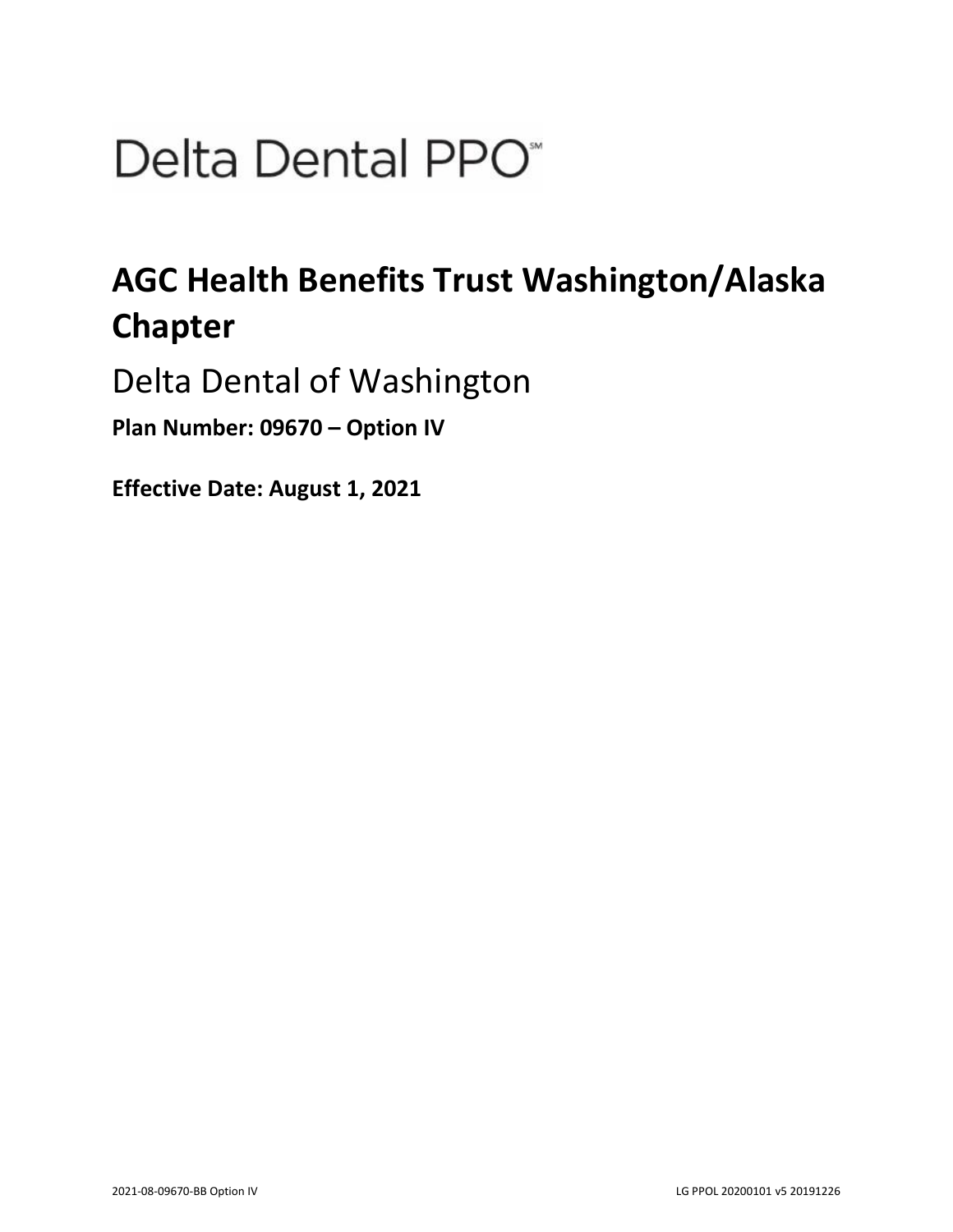# Delta Dental PPO℠

## AGC Health Benefits Trust Washington/Alaska Chapter

Delta Dental of Washington

**Plan Number: 09670 – Option IV**

**Effective Date: August 1, 2021**

2021-08-09670-BB Option IV LG PPOL 20200101 v5 20191226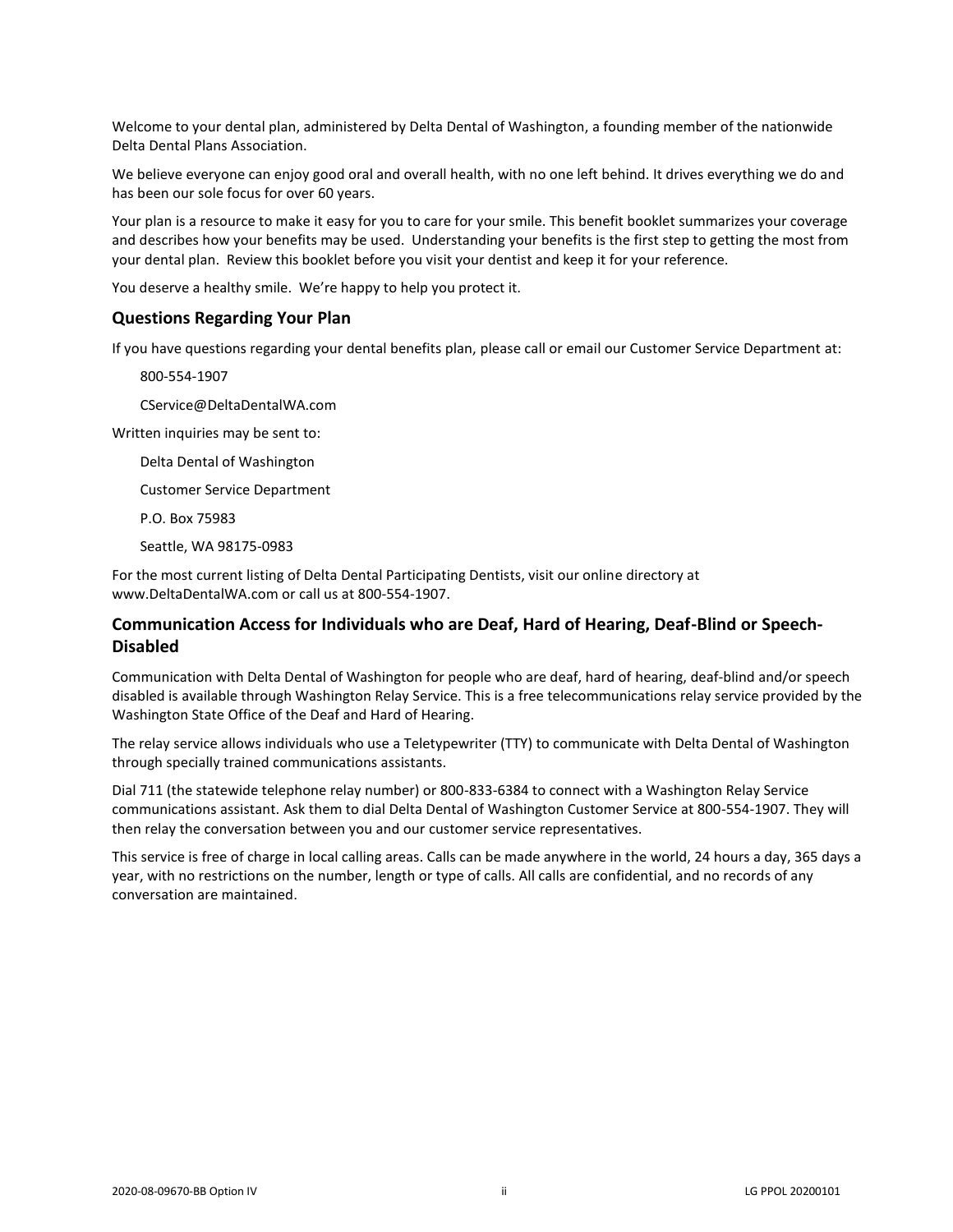Welcome to your dental plan, administered by Delta Dental of Washington, a founding member of the nationwide Delta Dental Plans Association.

We believe everyone can enjoy good oral and overall health, with no one left behind. It drives everything we do and has been our sole focus for over 60 years.

Your plan is a resource to make it easy for you to care for your smile. This benefit booklet summarizes your coverage and describes how your benefits may be used. Understanding your benefits is the first step to getting the most from your dental plan. Review this booklet before you visit your dentist and keep it for your reference.

You deserve a healthy smile. We're happy to help you protect it.

## Questions Regarding Your Plan

If you have questions regarding your dental benefits plan, please call or email our Customer Service Department at:

800-554-1907

CService@DeltaDentalWA.com

Written inquiries may be sent to:

Delta Dental of Washington

Customer Service Department

P.O. Box 75983

Seattle, WA 98175-0983

For the most current listing of Delta Dental Participating Dentists, visit our online directory at www.DeltaDentalWA.com or call us at 800-554-1907.

## Communication Access for Individuals who are Deaf, Hard of Hearing, Deaf-Blind or Speech-Disabled

Communication with Delta Dental of Washington for people who are deaf, hard of hearing, deaf-blind and/or speech disabled is available through Washington Relay Service. This is a free telecommunications relay service provided by the Washington State Office of the Deaf and Hard of Hearing.

The relay service allows individuals who use a Teletypewriter (TTY) to communicate with Delta Dental of Washington through specially trained communications assistants.

Dial 711 (the statewide telephone relay number) or 800-833-6384 to connect with a Washington Relay Service communications assistant. Ask them to dial Delta Dental of Washington Customer Service at 800-554-1907. They will then relay the conversation between you and our customer service representatives.

This service is free of charge in local calling areas. Calls can be made anywhere in the world, 24 hours a day, 365 days a year, with no restrictions on the number, length or type of calls. All calls are confidential, and no records of any conversation are maintained.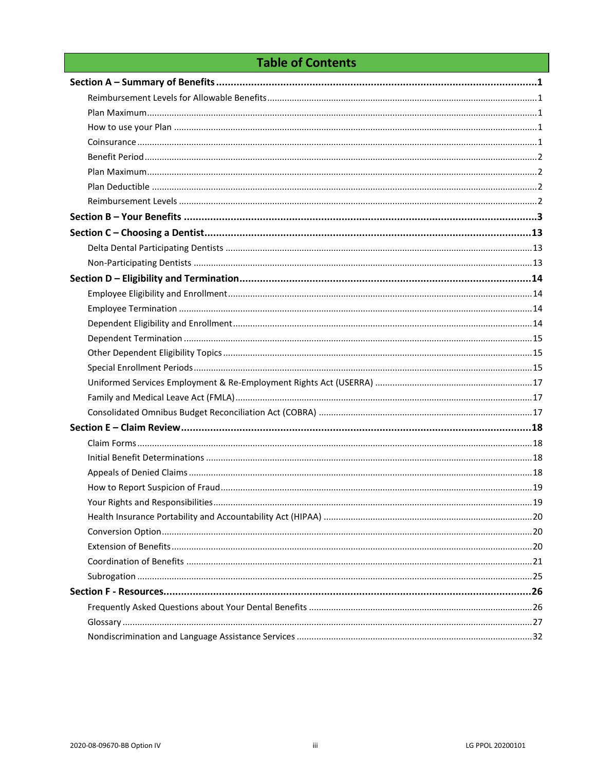# Table of Contents

**Section A – Summary of Benefits** ........................................ **1**

- Reimbursement Levels for Allowable Benefits ........................................ 1
- Plan Maximum ........................................ 1
- How to use your Plan ........................................ 1
- Coinsurance ........................................ 1
- Benefit Period ........................................ 2
- Plan Maximum ........................................ 2
- Plan Deductible ........................................ 2
- Reimbursement Levels ........................................ 2

**Section B – Your Benefits** ........................................ **3**

**Section C – Choosing a Dentist** ........................................ **13**

- Delta Dental Participating Dentists ........................................ 13
- Non-Participating Dentists ........................................ 13

**Section D – Eligibility and Termination** ........................................ **14**

- Employee Eligibility and Enrollment ........................................ 14
- Employee Termination ........................................ 14
- Dependent Eligibility and Enrollment ........................................ 14
- Dependent Termination ........................................ 15
- Other Dependent Eligibility Topics ........................................ 15
- Special Enrollment Periods ........................................ 15
- Uniformed Services Employment & Re-Employment Rights Act (USERRA) ........................................ 17
- Family and Medical Leave Act (FMLA) ........................................ 17
- Consolidated Omnibus Budget Reconciliation Act (COBRA) ........................................ 17

**Section E – Claim Review** ........................................ **18**

- Claim Forms ........................................ 18
- Initial Benefit Determinations ........................................ 18
- Appeals of Denied Claims ........................................ 18
- How to Report Suspicion of Fraud ........................................ 19
- Your Rights and Responsibilities ........................................ 19
- Health Insurance Portability and Accountability Act (HIPAA) ........................................ 20
- Conversion Option ........................................ 20
- Extension of Benefits ........................................ 20
- Coordination of Benefits ........................................ 21
- Subrogation ........................................ 25

**Section F - Resources** ........................................ **26**

- Frequently Asked Questions about Your Dental Benefits ........................................ 26
- Glossary ........................................ 27
- Nondiscrimination and Language Assistance Services ........................................ 32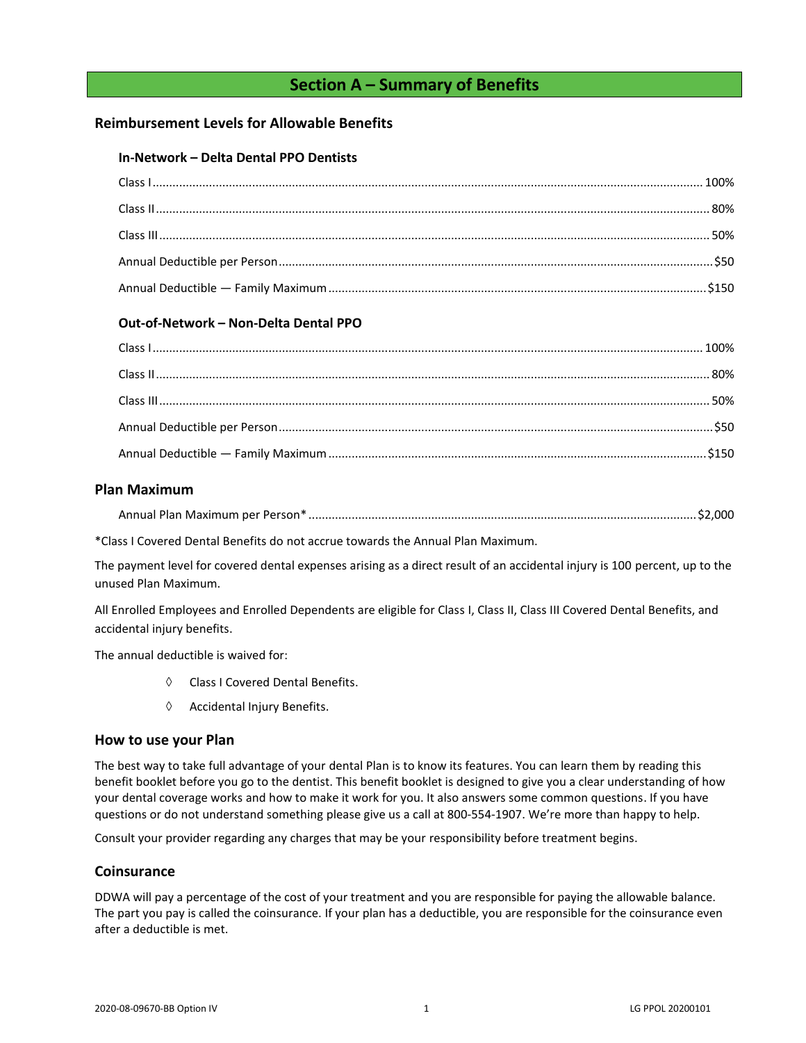# Section A – Summary of Benefits

## Reimbursement Levels for Allowable Benefits

### In-Network – Delta Dental PPO Dentists

Class I .......... 100%

Class II .......... 80%

Class III .......... 50%

Annual Deductible per Person .......... $50

Annual Deductible — Family Maximum .......... $150

### Out-of-Network – Non-Delta Dental PPO

Class I .......... 100%

Class II .......... 80%

Class III .......... 50%

Annual Deductible per Person .......... $50

Annual Deductible — Family Maximum .......... $150

## Plan Maximum

Annual Plan Maximum per Person* .......... $2,000

*Class I Covered Dental Benefits do not accrue towards the Annual Plan Maximum.

The payment level for covered dental expenses arising as a direct result of an accidental injury is 100 percent, up to the unused Plan Maximum.

All Enrolled Employees and Enrolled Dependents are eligible for Class I, Class II, Class III Covered Dental Benefits, and accidental injury benefits.

The annual deductible is waived for:

- ◊ Class I Covered Dental Benefits.
- ◊ Accidental Injury Benefits.

## How to use your Plan

The best way to take full advantage of your dental Plan is to know its features. You can learn them by reading this benefit booklet before you go to the dentist. This benefit booklet is designed to give you a clear understanding of how your dental coverage works and how to make it work for you. It also answers some common questions. If you have questions or do not understand something please give us a call at 800-554-1907. We're more than happy to help.

Consult your provider regarding any charges that may be your responsibility before treatment begins.

## Coinsurance

DDWA will pay a percentage of the cost of your treatment and you are responsible for paying the allowable balance. The part you pay is called the coinsurance. If your plan has a deductible, you are responsible for the coinsurance even after a deductible is met.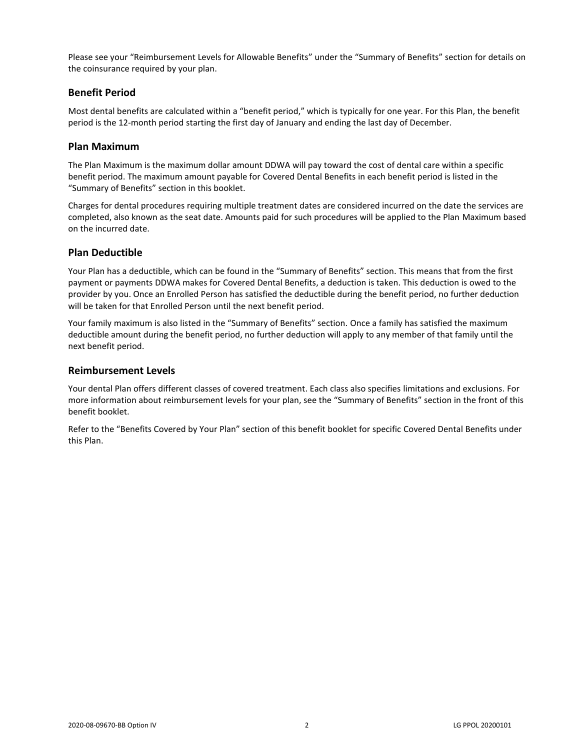Please see your "Reimbursement Levels for Allowable Benefits" under the "Summary of Benefits" section for details on the coinsurance required by your plan.

## Benefit Period

Most dental benefits are calculated within a "benefit period," which is typically for one year. For this Plan, the benefit period is the 12-month period starting the first day of January and ending the last day of December.

## Plan Maximum

The Plan Maximum is the maximum dollar amount DDWA will pay toward the cost of dental care within a specific benefit period. The maximum amount payable for Covered Dental Benefits in each benefit period is listed in the "Summary of Benefits" section in this booklet.

Charges for dental procedures requiring multiple treatment dates are considered incurred on the date the services are completed, also known as the seat date. Amounts paid for such procedures will be applied to the Plan Maximum based on the incurred date.

## Plan Deductible

Your Plan has a deductible, which can be found in the "Summary of Benefits" section. This means that from the first payment or payments DDWA makes for Covered Dental Benefits, a deduction is taken. This deduction is owed to the provider by you. Once an Enrolled Person has satisfied the deductible during the benefit period, no further deduction will be taken for that Enrolled Person until the next benefit period.

Your family maximum is also listed in the "Summary of Benefits" section. Once a family has satisfied the maximum deductible amount during the benefit period, no further deduction will apply to any member of that family until the next benefit period.

## Reimbursement Levels

Your dental Plan offers different classes of covered treatment. Each class also specifies limitations and exclusions. For more information about reimbursement levels for your plan, see the "Summary of Benefits" section in the front of this benefit booklet.

Refer to the "Benefits Covered by Your Plan" section of this benefit booklet for specific Covered Dental Benefits under this Plan.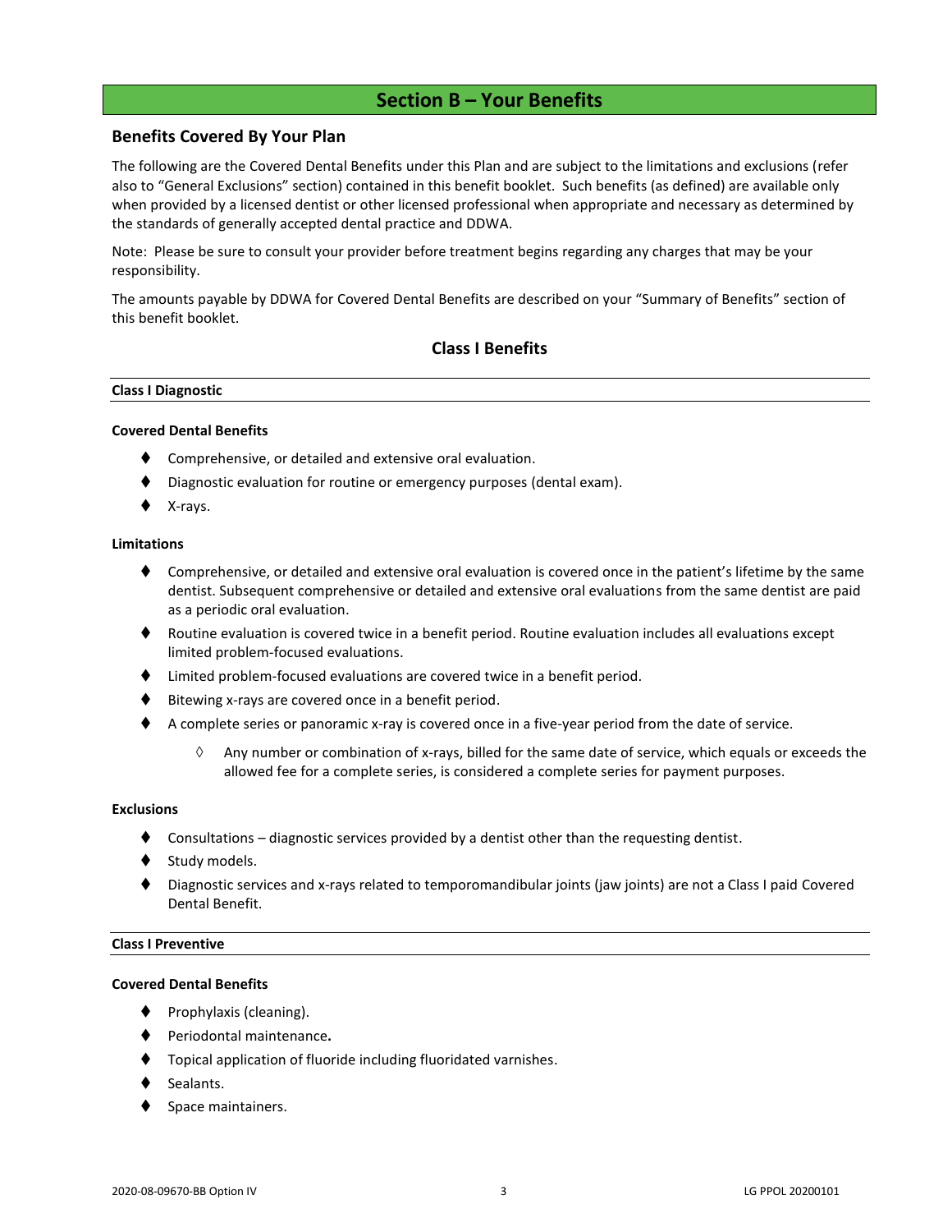# Section B – Your Benefits

## Benefits Covered By Your Plan

The following are the Covered Dental Benefits under this Plan and are subject to the limitations and exclusions (refer also to "General Exclusions" section) contained in this benefit booklet. Such benefits (as defined) are available only when provided by a licensed dentist or other licensed professional when appropriate and necessary as determined by the standards of generally accepted dental practice and DDWA.

Note: Please be sure to consult your provider before treatment begins regarding any charges that may be your responsibility.

The amounts payable by DDWA for Covered Dental Benefits are described on your "Summary of Benefits" section of this benefit booklet.

### Class I Benefits

#### Class I Diagnostic

**Covered Dental Benefits**

- Comprehensive, or detailed and extensive oral evaluation.
- Diagnostic evaluation for routine or emergency purposes (dental exam).
- X-rays.

**Limitations**

- Comprehensive, or detailed and extensive oral evaluation is covered once in the patient's lifetime by the same dentist. Subsequent comprehensive or detailed and extensive oral evaluations from the same dentist are paid as a periodic oral evaluation.
- Routine evaluation is covered twice in a benefit period. Routine evaluation includes all evaluations except limited problem-focused evaluations.
- Limited problem-focused evaluations are covered twice in a benefit period.
- Bitewing x-rays are covered once in a benefit period.
- A complete series or panoramic x-ray is covered once in a five-year period from the date of service.
  - Any number or combination of x-rays, billed for the same date of service, which equals or exceeds the allowed fee for a complete series, is considered a complete series for payment purposes.

**Exclusions**

- Consultations – diagnostic services provided by a dentist other than the requesting dentist.
- Study models.
- Diagnostic services and x-rays related to temporomandibular joints (jaw joints) are not a Class I paid Covered Dental Benefit.

#### Class I Preventive

**Covered Dental Benefits**

- Prophylaxis (cleaning).
- Periodontal maintenance**.**
- Topical application of fluoride including fluoridated varnishes.
- Sealants.
- Space maintainers.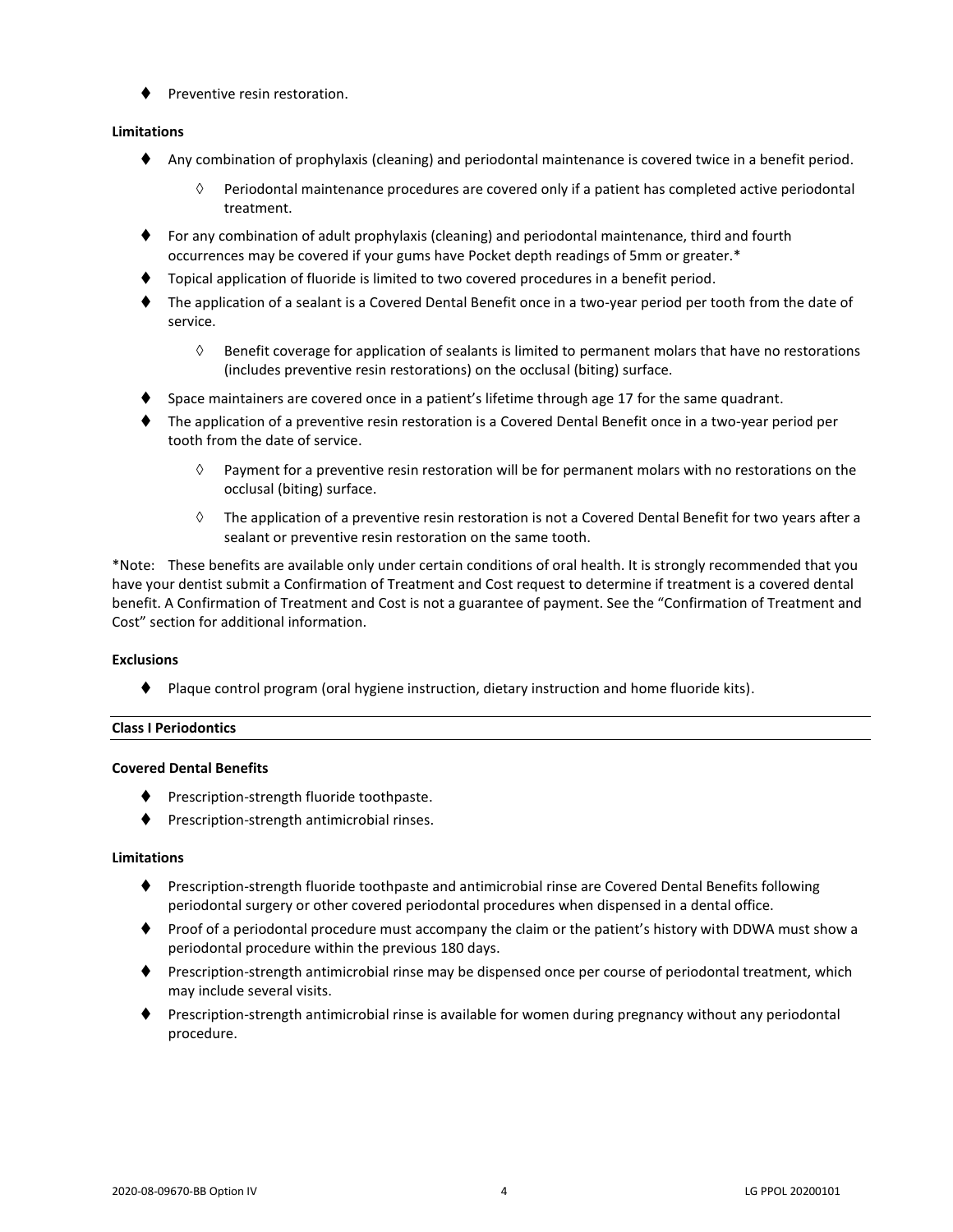- Preventive resin restoration.

**Limitations**

- Any combination of prophylaxis (cleaning) and periodontal maintenance is covered twice in a benefit period.
    - Periodontal maintenance procedures are covered only if a patient has completed active periodontal treatment.
- For any combination of adult prophylaxis (cleaning) and periodontal maintenance, third and fourth occurrences may be covered if your gums have Pocket depth readings of 5mm or greater.*
- Topical application of fluoride is limited to two covered procedures in a benefit period.
- The application of a sealant is a Covered Dental Benefit once in a two-year period per tooth from the date of service.
    - Benefit coverage for application of sealants is limited to permanent molars that have no restorations (includes preventive resin restorations) on the occlusal (biting) surface.
- Space maintainers are covered once in a patient's lifetime through age 17 for the same quadrant.
- The application of a preventive resin restoration is a Covered Dental Benefit once in a two-year period per tooth from the date of service.
    - Payment for a preventive resin restoration will be for permanent molars with no restorations on the occlusal (biting) surface.
    - The application of a preventive resin restoration is not a Covered Dental Benefit for two years after a sealant or preventive resin restoration on the same tooth.

*Note: These benefits are available only under certain conditions of oral health. It is strongly recommended that you have your dentist submit a Confirmation of Treatment and Cost request to determine if treatment is a covered dental benefit. A Confirmation of Treatment and Cost is not a guarantee of payment. See the "Confirmation of Treatment and Cost" section for additional information.

**Exclusions**

- Plaque control program (oral hygiene instruction, dietary instruction and home fluoride kits).

## Class I Periodontics

**Covered Dental Benefits**

- Prescription-strength fluoride toothpaste.
- Prescription-strength antimicrobial rinses.

**Limitations**

- Prescription-strength fluoride toothpaste and antimicrobial rinse are Covered Dental Benefits following periodontal surgery or other covered periodontal procedures when dispensed in a dental office.
- Proof of a periodontal procedure must accompany the claim or the patient's history with DDWA must show a periodontal procedure within the previous 180 days.
- Prescription-strength antimicrobial rinse may be dispensed once per course of periodontal treatment, which may include several visits.
- Prescription-strength antimicrobial rinse is available for women during pregnancy without any periodontal procedure.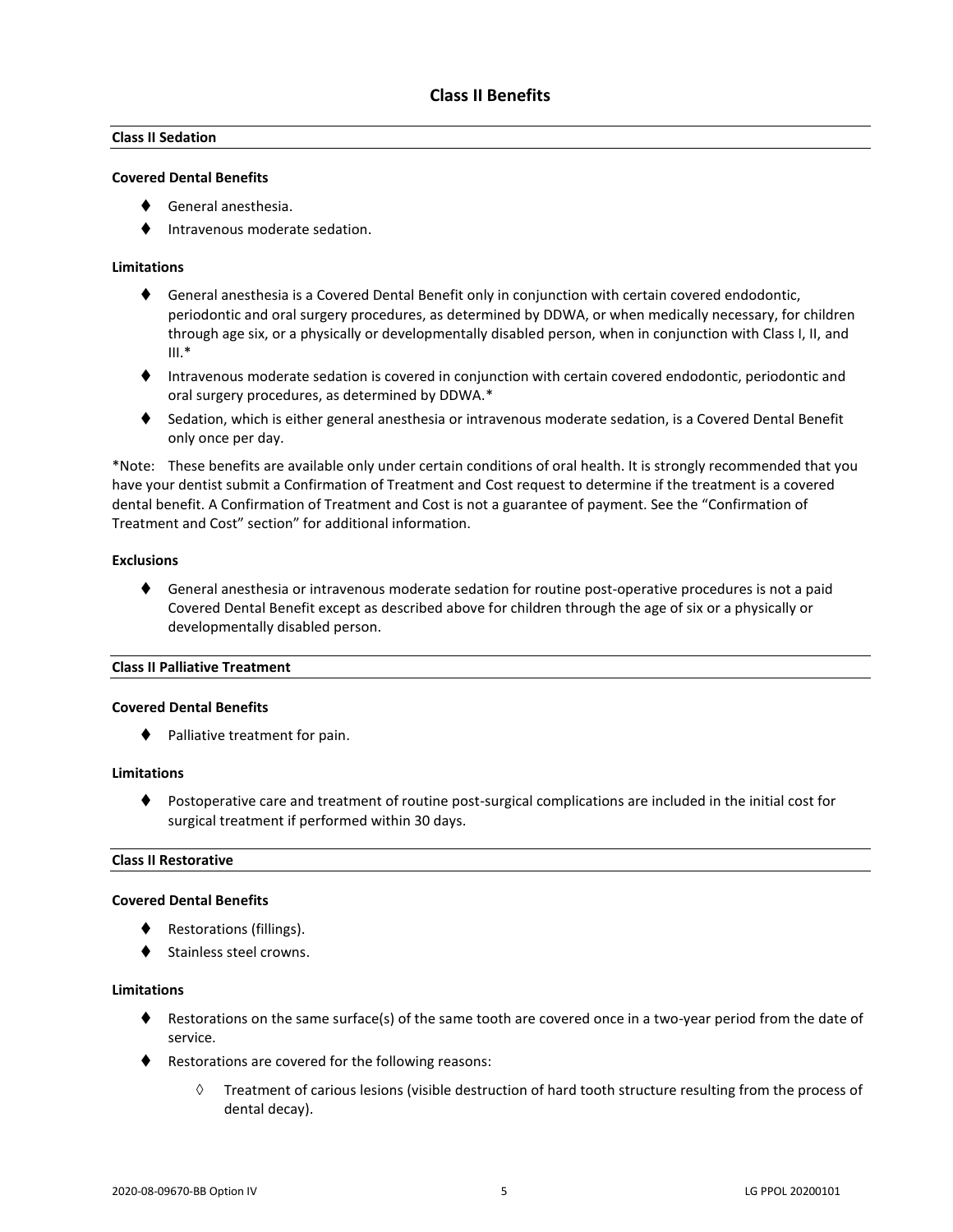## Class II Benefits

### Class II Sedation

**Covered Dental Benefits**

- General anesthesia.
- Intravenous moderate sedation.

**Limitations**

- General anesthesia is a Covered Dental Benefit only in conjunction with certain covered endodontic, periodontic and oral surgery procedures, as determined by DDWA, or when medically necessary, for children through age six, or a physically or developmentally disabled person, when in conjunction with Class I, II, and III.*
- Intravenous moderate sedation is covered in conjunction with certain covered endodontic, periodontic and oral surgery procedures, as determined by DDWA.*
- Sedation, which is either general anesthesia or intravenous moderate sedation, is a Covered Dental Benefit only once per day.

*Note: These benefits are available only under certain conditions of oral health. It is strongly recommended that you have your dentist submit a Confirmation of Treatment and Cost request to determine if the treatment is a covered dental benefit. A Confirmation of Treatment and Cost is not a guarantee of payment. See the "Confirmation of Treatment and Cost" section" for additional information.

**Exclusions**

- General anesthesia or intravenous moderate sedation for routine post-operative procedures is not a paid Covered Dental Benefit except as described above for children through the age of six or a physically or developmentally disabled person.

### Class II Palliative Treatment

**Covered Dental Benefits**

- Palliative treatment for pain.

**Limitations**

- Postoperative care and treatment of routine post-surgical complications are included in the initial cost for surgical treatment if performed within 30 days.

### Class II Restorative

**Covered Dental Benefits**

- Restorations (fillings).
- Stainless steel crowns.

**Limitations**

- Restorations on the same surface(s) of the same tooth are covered once in a two-year period from the date of service.
- Restorations are covered for the following reasons:
  - Treatment of carious lesions (visible destruction of hard tooth structure resulting from the process of dental decay).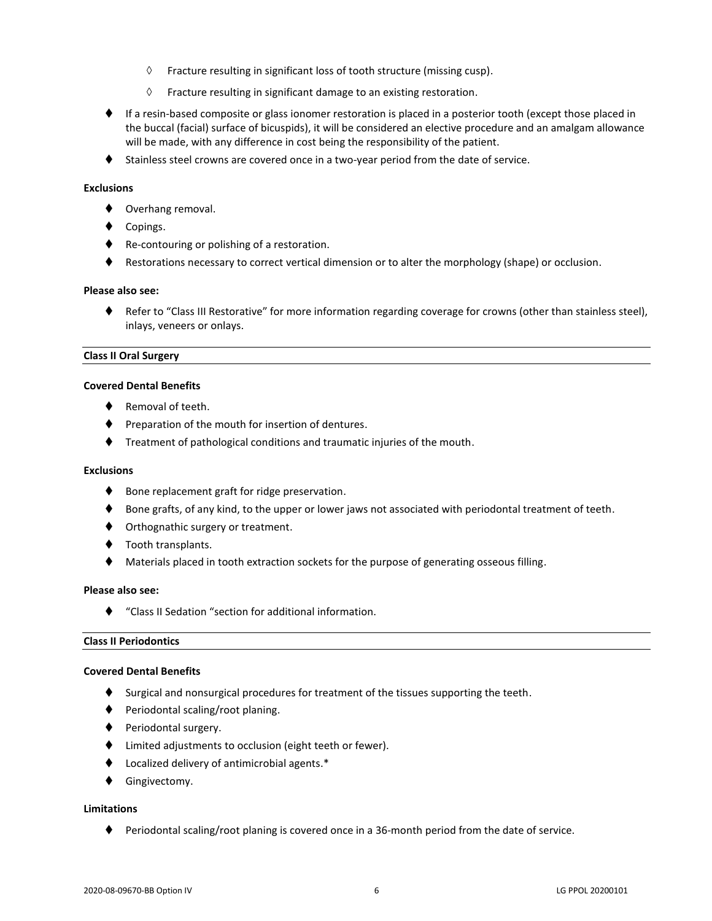- Fracture resulting in significant loss of tooth structure (missing cusp).
    - Fracture resulting in significant damage to an existing restoration.
- If a resin-based composite or glass ionomer restoration is placed in a posterior tooth (except those placed in the buccal (facial) surface of bicuspids), it will be considered an elective procedure and an amalgam allowance will be made, with any difference in cost being the responsibility of the patient.
- Stainless steel crowns are covered once in a two-year period from the date of service.

**Exclusions**

- Overhang removal.
- Copings.
- Re-contouring or polishing of a restoration.
- Restorations necessary to correct vertical dimension or to alter the morphology (shape) or occlusion.

**Please also see:**

- Refer to "Class III Restorative" for more information regarding coverage for crowns (other than stainless steel), inlays, veneers or onlays.

**Class II Oral Surgery**

**Covered Dental Benefits**

- Removal of teeth.
- Preparation of the mouth for insertion of dentures.
- Treatment of pathological conditions and traumatic injuries of the mouth.

**Exclusions**

- Bone replacement graft for ridge preservation.
- Bone grafts, of any kind, to the upper or lower jaws not associated with periodontal treatment of teeth.
- Orthognathic surgery or treatment.
- Tooth transplants.
- Materials placed in tooth extraction sockets for the purpose of generating osseous filling.

**Please also see:**

- "Class II Sedation "section for additional information.

**Class II Periodontics**

**Covered Dental Benefits**

- Surgical and nonsurgical procedures for treatment of the tissues supporting the teeth.
- Periodontal scaling/root planing.
- Periodontal surgery.
- Limited adjustments to occlusion (eight teeth or fewer).
- Localized delivery of antimicrobial agents.*
- Gingivectomy.

**Limitations**

- Periodontal scaling/root planing is covered once in a 36-month period from the date of service.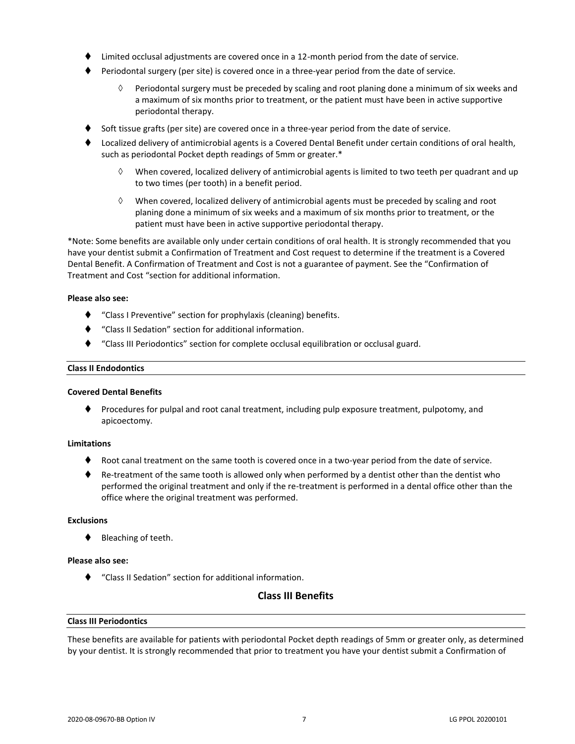- Limited occlusal adjustments are covered once in a 12-month period from the date of service.
- Periodontal surgery (per site) is covered once in a three-year period from the date of service.
  - Periodontal surgery must be preceded by scaling and root planing done a minimum of six weeks and a maximum of six months prior to treatment, or the patient must have been in active supportive periodontal therapy.
- Soft tissue grafts (per site) are covered once in a three-year period from the date of service.
- Localized delivery of antimicrobial agents is a Covered Dental Benefit under certain conditions of oral health, such as periodontal Pocket depth readings of 5mm or greater.*
  - When covered, localized delivery of antimicrobial agents is limited to two teeth per quadrant and up to two times (per tooth) in a benefit period.
  - When covered, localized delivery of antimicrobial agents must be preceded by scaling and root planing done a minimum of six weeks and a maximum of six months prior to treatment, or the patient must have been in active supportive periodontal therapy.

*Note: Some benefits are available only under certain conditions of oral health. It is strongly recommended that you have your dentist submit a Confirmation of Treatment and Cost request to determine if the treatment is a Covered Dental Benefit. A Confirmation of Treatment and Cost is not a guarantee of payment. See the "Confirmation of Treatment and Cost "section for additional information.

**Please also see:**

- "Class I Preventive" section for prophylaxis (cleaning) benefits.
- "Class II Sedation" section for additional information.
- "Class III Periodontics" section for complete occlusal equilibration or occlusal guard.

#### Class II Endodontics

**Covered Dental Benefits**

- Procedures for pulpal and root canal treatment, including pulp exposure treatment, pulpotomy, and apicoectomy.

**Limitations**

- Root canal treatment on the same tooth is covered once in a two-year period from the date of service.
- Re-treatment of the same tooth is allowed only when performed by a dentist other than the dentist who performed the original treatment and only if the re-treatment is performed in a dental office other than the office where the original treatment was performed.

**Exclusions**

- Bleaching of teeth.

**Please also see:**

- "Class II Sedation" section for additional information.

## Class III Benefits

#### Class III Periodontics

These benefits are available for patients with periodontal Pocket depth readings of 5mm or greater only, as determined by your dentist. It is strongly recommended that prior to treatment you have your dentist submit a Confirmation of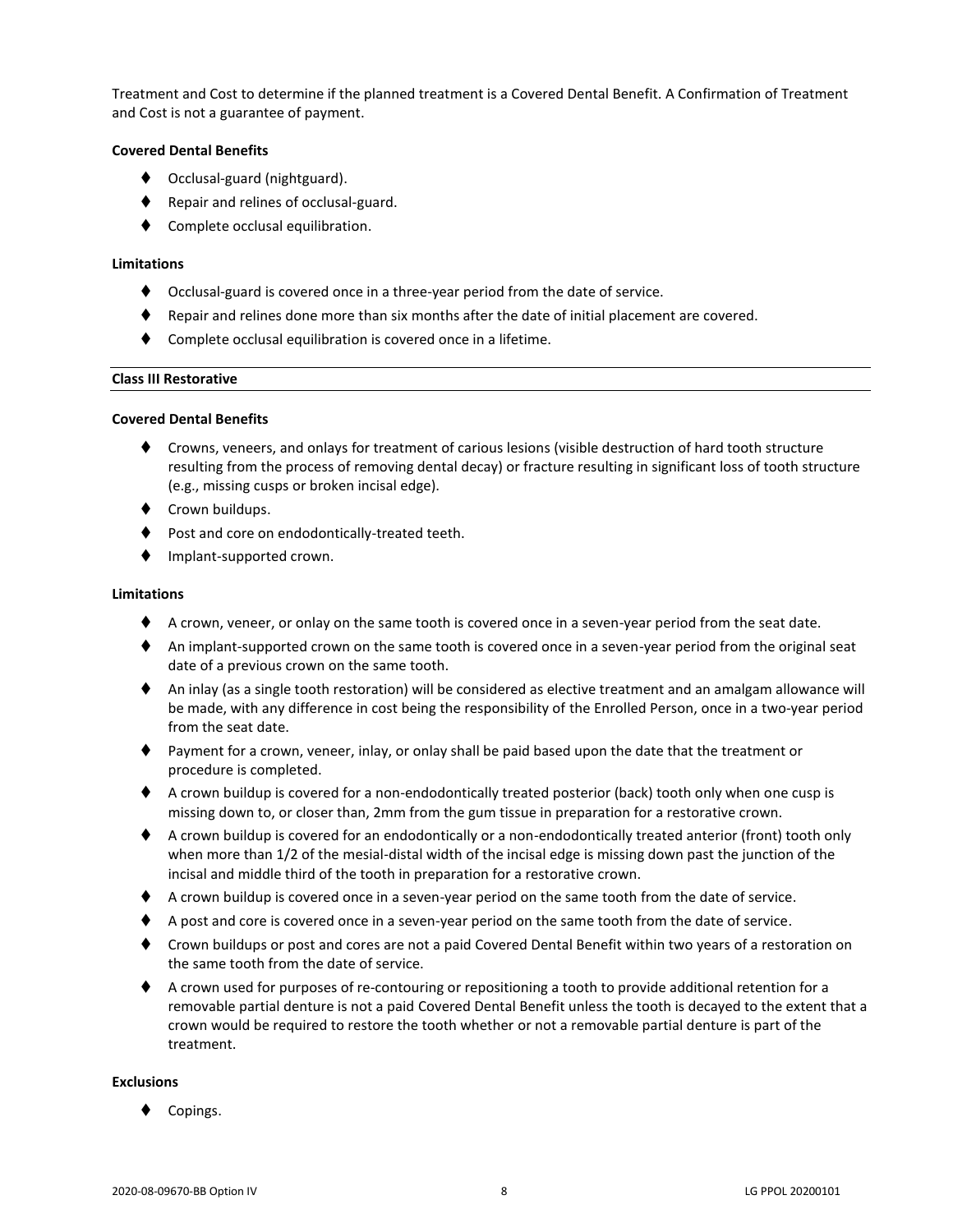Treatment and Cost to determine if the planned treatment is a Covered Dental Benefit. A Confirmation of Treatment and Cost is not a guarantee of payment.

**Covered Dental Benefits**

- Occlusal-guard (nightguard).
- Repair and relines of occlusal-guard.
- Complete occlusal equilibration.

**Limitations**

- Occlusal-guard is covered once in a three-year period from the date of service.
- Repair and relines done more than six months after the date of initial placement are covered.
- Complete occlusal equilibration is covered once in a lifetime.

**Class III Restorative**

**Covered Dental Benefits**

- Crowns, veneers, and onlays for treatment of carious lesions (visible destruction of hard tooth structure resulting from the process of removing dental decay) or fracture resulting in significant loss of tooth structure (e.g., missing cusps or broken incisal edge).
- Crown buildups.
- Post and core on endodontically-treated teeth.
- Implant-supported crown.

**Limitations**

- A crown, veneer, or onlay on the same tooth is covered once in a seven-year period from the seat date.
- An implant-supported crown on the same tooth is covered once in a seven-year period from the original seat date of a previous crown on the same tooth.
- An inlay (as a single tooth restoration) will be considered as elective treatment and an amalgam allowance will be made, with any difference in cost being the responsibility of the Enrolled Person, once in a two-year period from the seat date.
- Payment for a crown, veneer, inlay, or onlay shall be paid based upon the date that the treatment or procedure is completed.
- A crown buildup is covered for a non-endodontically treated posterior (back) tooth only when one cusp is missing down to, or closer than, 2mm from the gum tissue in preparation for a restorative crown.
- A crown buildup is covered for an endodontically or a non-endodontically treated anterior (front) tooth only when more than 1/2 of the mesial-distal width of the incisal edge is missing down past the junction of the incisal and middle third of the tooth in preparation for a restorative crown.
- A crown buildup is covered once in a seven-year period on the same tooth from the date of service.
- A post and core is covered once in a seven-year period on the same tooth from the date of service.
- Crown buildups or post and cores are not a paid Covered Dental Benefit within two years of a restoration on the same tooth from the date of service.
- A crown used for purposes of re-contouring or repositioning a tooth to provide additional retention for a removable partial denture is not a paid Covered Dental Benefit unless the tooth is decayed to the extent that a crown would be required to restore the tooth whether or not a removable partial denture is part of the treatment.

**Exclusions**

- Copings.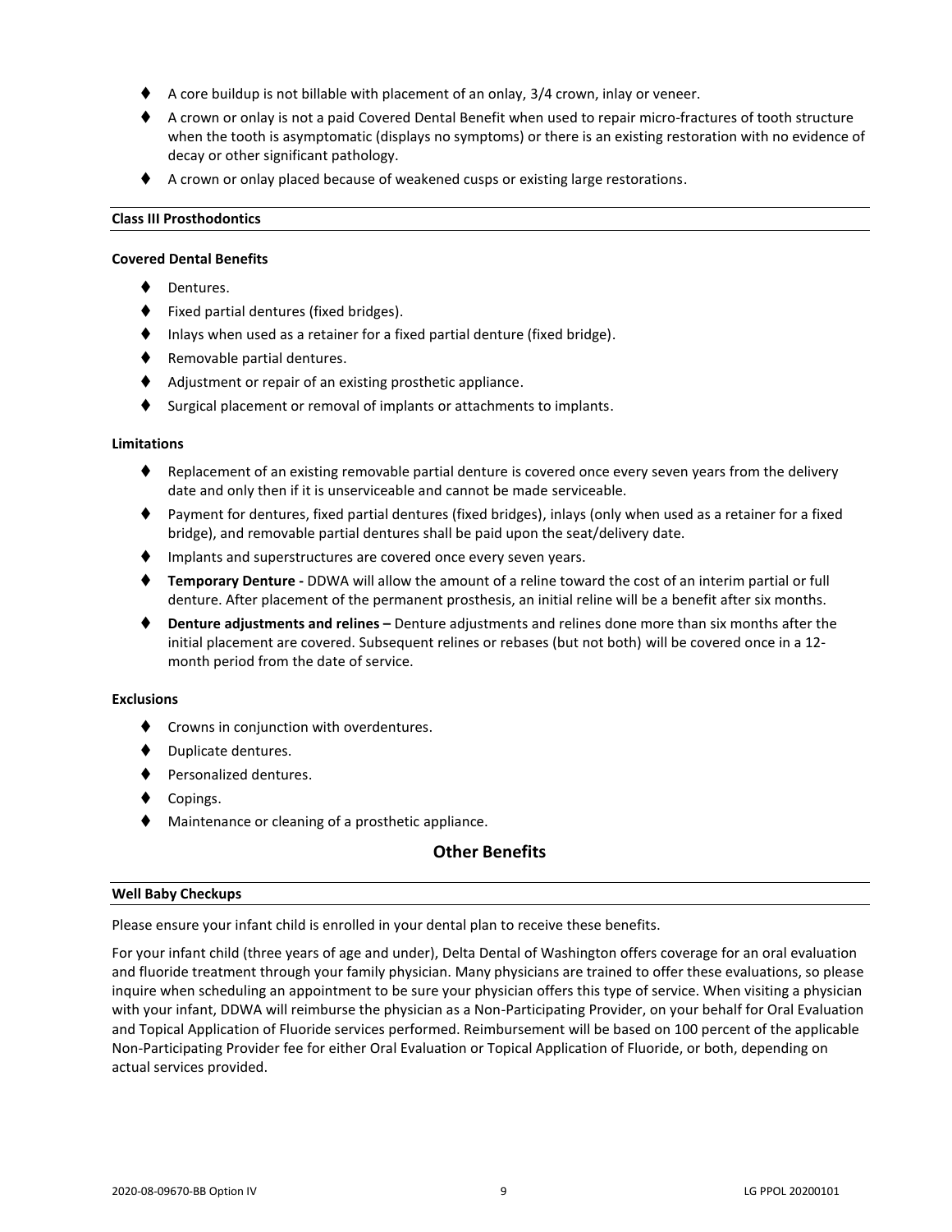- A core buildup is not billable with placement of an onlay, 3/4 crown, inlay or veneer.
- A crown or onlay is not a paid Covered Dental Benefit when used to repair micro-fractures of tooth structure when the tooth is asymptomatic (displays no symptoms) or there is an existing restoration with no evidence of decay or other significant pathology.
- A crown or onlay placed because of weakened cusps or existing large restorations.

### Class III Prosthodontics

**Covered Dental Benefits**

- Dentures.
- Fixed partial dentures (fixed bridges).
- Inlays when used as a retainer for a fixed partial denture (fixed bridge).
- Removable partial dentures.
- Adjustment or repair of an existing prosthetic appliance.
- Surgical placement or removal of implants or attachments to implants.

**Limitations**

- Replacement of an existing removable partial denture is covered once every seven years from the delivery date and only then if it is unserviceable and cannot be made serviceable.
- Payment for dentures, fixed partial dentures (fixed bridges), inlays (only when used as a retainer for a fixed bridge), and removable partial dentures shall be paid upon the seat/delivery date.
- Implants and superstructures are covered once every seven years.
- **Temporary Denture -** DDWA will allow the amount of a reline toward the cost of an interim partial or full denture. After placement of the permanent prosthesis, an initial reline will be a benefit after six months.
- **Denture adjustments and relines –** Denture adjustments and relines done more than six months after the initial placement are covered. Subsequent relines or rebases (but not both) will be covered once in a 12-month period from the date of service.

**Exclusions**

- Crowns in conjunction with overdentures.
- Duplicate dentures.
- Personalized dentures.
- Copings.
- Maintenance or cleaning of a prosthetic appliance.

## Other Benefits

### Well Baby Checkups

Please ensure your infant child is enrolled in your dental plan to receive these benefits.

For your infant child (three years of age and under), Delta Dental of Washington offers coverage for an oral evaluation and fluoride treatment through your family physician. Many physicians are trained to offer these evaluations, so please inquire when scheduling an appointment to be sure your physician offers this type of service. When visiting a physician with your infant, DDWA will reimburse the physician as a Non-Participating Provider, on your behalf for Oral Evaluation and Topical Application of Fluoride services performed. Reimbursement will be based on 100 percent of the applicable Non-Participating Provider fee for either Oral Evaluation or Topical Application of Fluoride, or both, depending on actual services provided.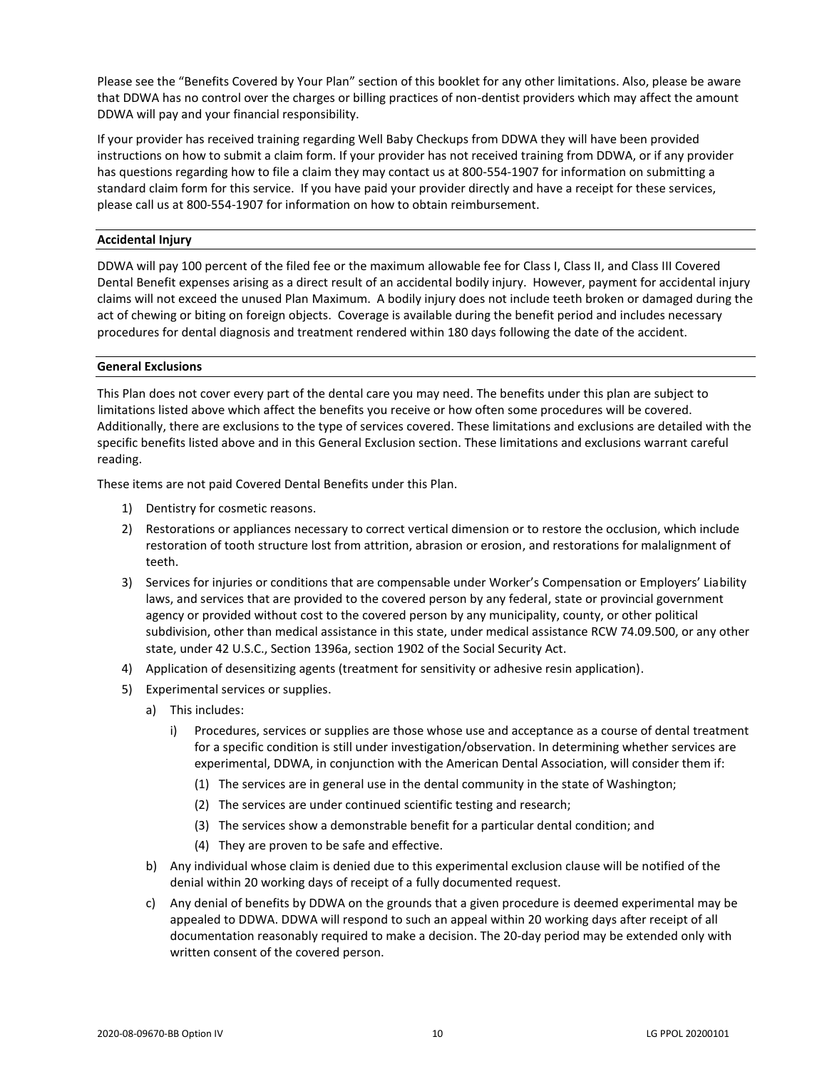Please see the "Benefits Covered by Your Plan" section of this booklet for any other limitations. Also, please be aware that DDWA has no control over the charges or billing practices of non-dentist providers which may affect the amount DDWA will pay and your financial responsibility.

If your provider has received training regarding Well Baby Checkups from DDWA they will have been provided instructions on how to submit a claim form. If your provider has not received training from DDWA, or if any provider has questions regarding how to file a claim they may contact us at 800-554-1907 for information on submitting a standard claim form for this service. If you have paid your provider directly and have a receipt for these services, please call us at 800-554-1907 for information on how to obtain reimbursement.

**Accidental Injury**

DDWA will pay 100 percent of the filed fee or the maximum allowable fee for Class I, Class II, and Class III Covered Dental Benefit expenses arising as a direct result of an accidental bodily injury. However, payment for accidental injury claims will not exceed the unused Plan Maximum. A bodily injury does not include teeth broken or damaged during the act of chewing or biting on foreign objects. Coverage is available during the benefit period and includes necessary procedures for dental diagnosis and treatment rendered within 180 days following the date of the accident.

**General Exclusions**

This Plan does not cover every part of the dental care you may need. The benefits under this plan are subject to limitations listed above which affect the benefits you receive or how often some procedures will be covered. Additionally, there are exclusions to the type of services covered. These limitations and exclusions are detailed with the specific benefits listed above and in this General Exclusion section. These limitations and exclusions warrant careful reading.

These items are not paid Covered Dental Benefits under this Plan.

1) Dentistry for cosmetic reasons.
2) Restorations or appliances necessary to correct vertical dimension or to restore the occlusion, which include restoration of tooth structure lost from attrition, abrasion or erosion, and restorations for malalignment of teeth.
3) Services for injuries or conditions that are compensable under Worker's Compensation or Employers' Liability laws, and services that are provided to the covered person by any federal, state or provincial government agency or provided without cost to the covered person by any municipality, county, or other political subdivision, other than medical assistance in this state, under medical assistance RCW 74.09.500, or any other state, under 42 U.S.C., Section 1396a, section 1902 of the Social Security Act.
4) Application of desensitizing agents (treatment for sensitivity or adhesive resin application).
5) Experimental services or supplies.
    a) This includes:
        i) Procedures, services or supplies are those whose use and acceptance as a course of dental treatment for a specific condition is still under investigation/observation. In determining whether services are experimental, DDWA, in conjunction with the American Dental Association, will consider them if:
            (1) The services are in general use in the dental community in the state of Washington;
            (2) The services are under continued scientific testing and research;
            (3) The services show a demonstrable benefit for a particular dental condition; and
            (4) They are proven to be safe and effective.
    b) Any individual whose claim is denied due to this experimental exclusion clause will be notified of the denial within 20 working days of receipt of a fully documented request.
    c) Any denial of benefits by DDWA on the grounds that a given procedure is deemed experimental may be appealed to DDWA. DDWA will respond to such an appeal within 20 working days after receipt of all documentation reasonably required to make a decision. The 20-day period may be extended only with written consent of the covered person.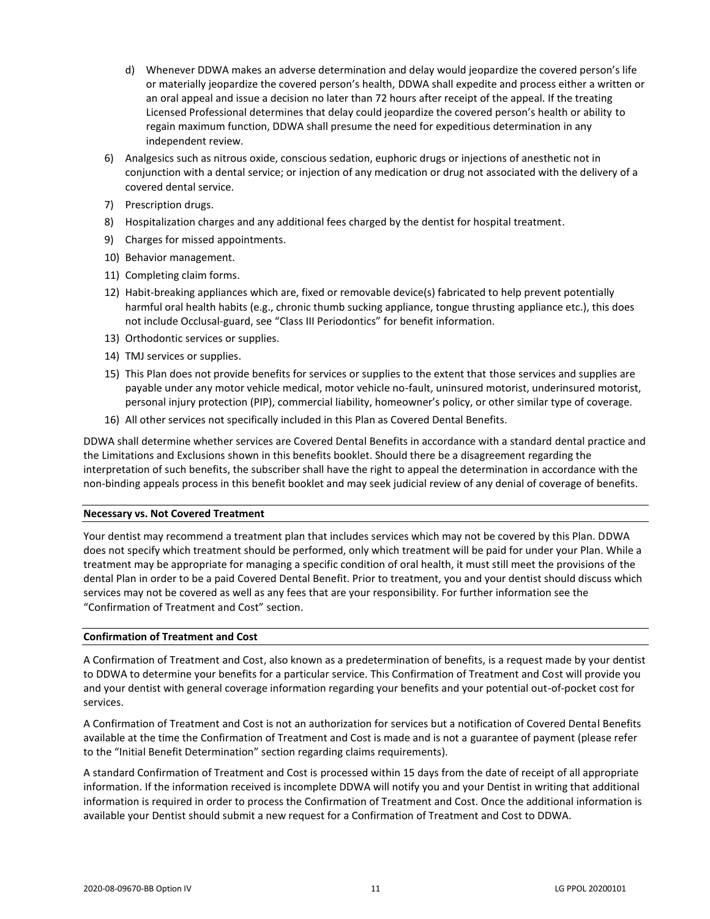d) Whenever DDWA makes an adverse determination and delay would jeopardize the covered person's life or materially jeopardize the covered person's health, DDWA shall expedite and process either a written or an oral appeal and issue a decision no later than 72 hours after receipt of the appeal. If the treating Licensed Professional determines that delay could jeopardize the covered person's health or ability to regain maximum function, DDWA shall presume the need for expeditious determination in any independent review.

6) Analgesics such as nitrous oxide, conscious sedation, euphoric drugs or injections of anesthetic not in conjunction with a dental service; or injection of any medication or drug not associated with the delivery of a covered dental service.
7) Prescription drugs.
8) Hospitalization charges and any additional fees charged by the dentist for hospital treatment.
9) Charges for missed appointments.
10) Behavior management.
11) Completing claim forms.
12) Habit-breaking appliances which are, fixed or removable device(s) fabricated to help prevent potentially harmful oral health habits (e.g., chronic thumb sucking appliance, tongue thrusting appliance etc.), this does not include Occlusal-guard, see "Class III Periodontics" for benefit information.
13) Orthodontic services or supplies.
14) TMJ services or supplies.
15) This Plan does not provide benefits for services or supplies to the extent that those services and supplies are payable under any motor vehicle medical, motor vehicle no-fault, uninsured motorist, underinsured motorist, personal injury protection (PIP), commercial liability, homeowner's policy, or other similar type of coverage.
16) All other services not specifically included in this Plan as Covered Dental Benefits.

DDWA shall determine whether services are Covered Dental Benefits in accordance with a standard dental practice and the Limitations and Exclusions shown in this benefits booklet. Should there be a disagreement regarding the interpretation of such benefits, the subscriber shall have the right to appeal the determination in accordance with the non-binding appeals process in this benefit booklet and may seek judicial review of any denial of coverage of benefits.

**Necessary vs. Not Covered Treatment**

Your dentist may recommend a treatment plan that includes services which may not be covered by this Plan. DDWA does not specify which treatment should be performed, only which treatment will be paid for under your Plan. While a treatment may be appropriate for managing a specific condition of oral health, it must still meet the provisions of the dental Plan in order to be a paid Covered Dental Benefit. Prior to treatment, you and your dentist should discuss which services may not be covered as well as any fees that are your responsibility. For further information see the "Confirmation of Treatment and Cost" section.

**Confirmation of Treatment and Cost**

A Confirmation of Treatment and Cost, also known as a predetermination of benefits, is a request made by your dentist to DDWA to determine your benefits for a particular service. This Confirmation of Treatment and Cost will provide you and your dentist with general coverage information regarding your benefits and your potential out-of-pocket cost for services.

A Confirmation of Treatment and Cost is not an authorization for services but a notification of Covered Dental Benefits available at the time the Confirmation of Treatment and Cost is made and is not a guarantee of payment (please refer to the "Initial Benefit Determination" section regarding claims requirements).

A standard Confirmation of Treatment and Cost is processed within 15 days from the date of receipt of all appropriate information. If the information received is incomplete DDWA will notify you and your Dentist in writing that additional information is required in order to process the Confirmation of Treatment and Cost. Once the additional information is available your Dentist should submit a new request for a Confirmation of Treatment and Cost to DDWA.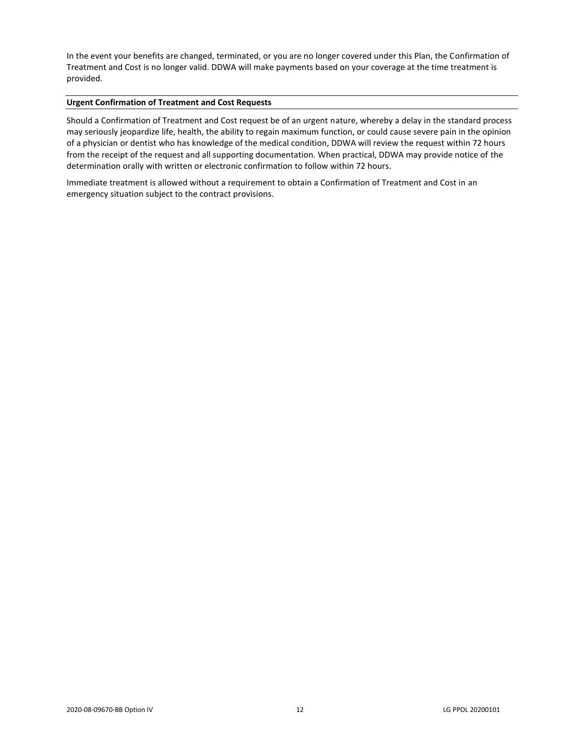In the event your benefits are changed, terminated, or you are no longer covered under this Plan, the Confirmation of Treatment and Cost is no longer valid. DDWA will make payments based on your coverage at the time treatment is provided.

### Urgent Confirmation of Treatment and Cost Requests

Should a Confirmation of Treatment and Cost request be of an urgent nature, whereby a delay in the standard process may seriously jeopardize life, health, the ability to regain maximum function, or could cause severe pain in the opinion of a physician or dentist who has knowledge of the medical condition, DDWA will review the request within 72 hours from the receipt of the request and all supporting documentation. When practical, DDWA may provide notice of the determination orally with written or electronic confirmation to follow within 72 hours.

Immediate treatment is allowed without a requirement to obtain a Confirmation of Treatment and Cost in an emergency situation subject to the contract provisions.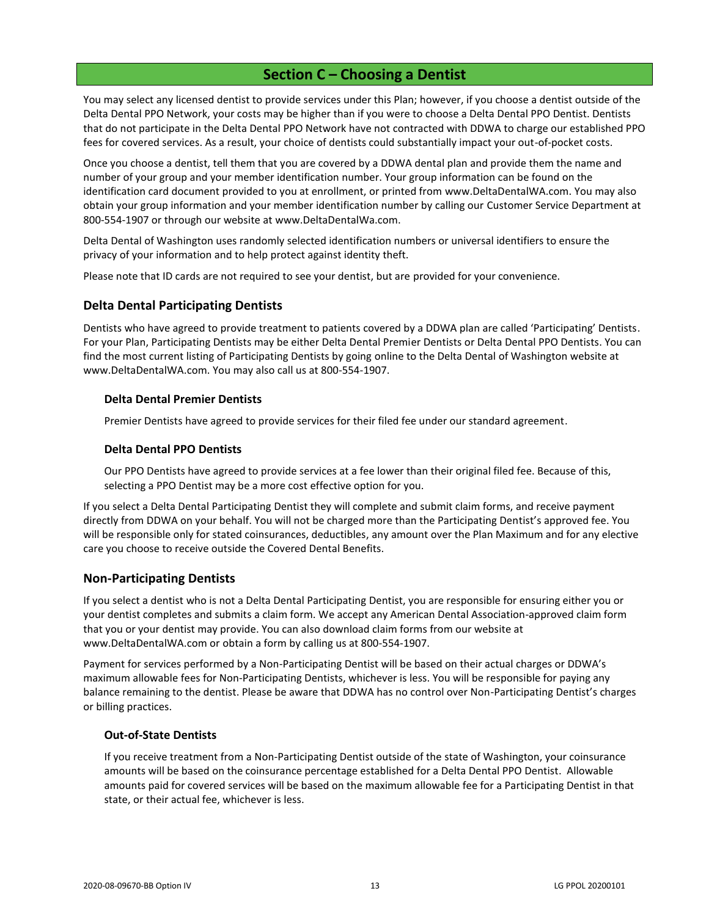# Section C – Choosing a Dentist

You may select any licensed dentist to provide services under this Plan; however, if you choose a dentist outside of the Delta Dental PPO Network, your costs may be higher than if you were to choose a Delta Dental PPO Dentist. Dentists that do not participate in the Delta Dental PPO Network have not contracted with DDWA to charge our established PPO fees for covered services. As a result, your choice of dentists could substantially impact your out-of-pocket costs.

Once you choose a dentist, tell them that you are covered by a DDWA dental plan and provide them the name and number of your group and your member identification number. Your group information can be found on the identification card document provided to you at enrollment, or printed from www.DeltaDentalWA.com. You may also obtain your group information and your member identification number by calling our Customer Service Department at 800-554-1907 or through our website at www.DeltaDentalWa.com.

Delta Dental of Washington uses randomly selected identification numbers or universal identifiers to ensure the privacy of your information and to help protect against identity theft.

Please note that ID cards are not required to see your dentist, but are provided for your convenience.

## Delta Dental Participating Dentists

Dentists who have agreed to provide treatment to patients covered by a DDWA plan are called 'Participating' Dentists. For your Plan, Participating Dentists may be either Delta Dental Premier Dentists or Delta Dental PPO Dentists. You can find the most current listing of Participating Dentists by going online to the Delta Dental of Washington website at www.DeltaDentalWA.com. You may also call us at 800-554-1907.

### Delta Dental Premier Dentists

Premier Dentists have agreed to provide services for their filed fee under our standard agreement.

### Delta Dental PPO Dentists

Our PPO Dentists have agreed to provide services at a fee lower than their original filed fee. Because of this, selecting a PPO Dentist may be a more cost effective option for you.

If you select a Delta Dental Participating Dentist they will complete and submit claim forms, and receive payment directly from DDWA on your behalf. You will not be charged more than the Participating Dentist's approved fee. You will be responsible only for stated coinsurances, deductibles, any amount over the Plan Maximum and for any elective care you choose to receive outside the Covered Dental Benefits.

## Non-Participating Dentists

If you select a dentist who is not a Delta Dental Participating Dentist, you are responsible for ensuring either you or your dentist completes and submits a claim form. We accept any American Dental Association-approved claim form that you or your dentist may provide. You can also download claim forms from our website at www.DeltaDentalWA.com or obtain a form by calling us at 800-554-1907.

Payment for services performed by a Non-Participating Dentist will be based on their actual charges or DDWA's maximum allowable fees for Non-Participating Dentists, whichever is less. You will be responsible for paying any balance remaining to the dentist. Please be aware that DDWA has no control over Non-Participating Dentist's charges or billing practices.

### Out-of-State Dentists

If you receive treatment from a Non-Participating Dentist outside of the state of Washington, your coinsurance amounts will be based on the coinsurance percentage established for a Delta Dental PPO Dentist. Allowable amounts paid for covered services will be based on the maximum allowable fee for a Participating Dentist in that state, or their actual fee, whichever is less.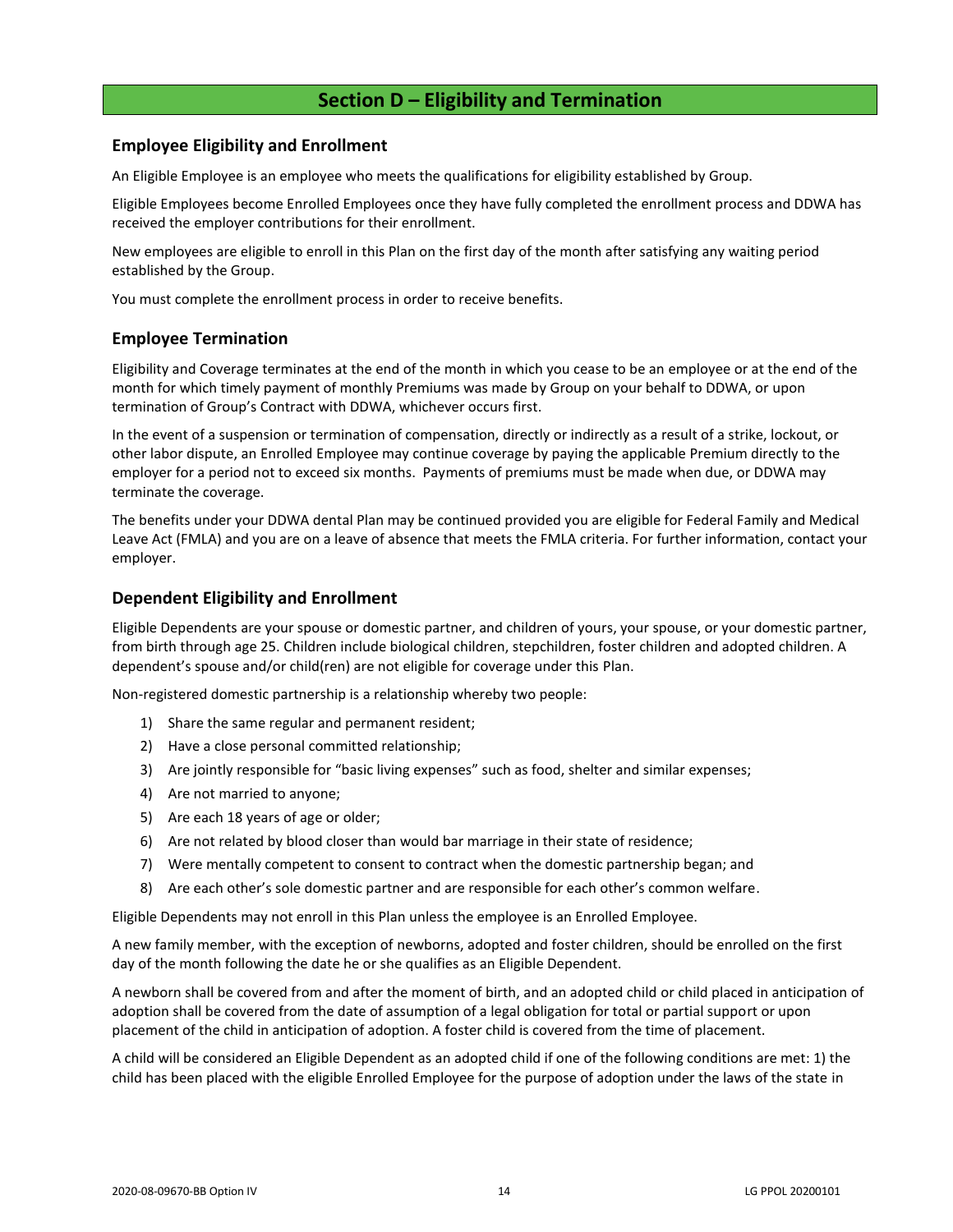# Section D – Eligibility and Termination

## Employee Eligibility and Enrollment

An Eligible Employee is an employee who meets the qualifications for eligibility established by Group.

Eligible Employees become Enrolled Employees once they have fully completed the enrollment process and DDWA has received the employer contributions for their enrollment.

New employees are eligible to enroll in this Plan on the first day of the month after satisfying any waiting period established by the Group.

You must complete the enrollment process in order to receive benefits.

## Employee Termination

Eligibility and Coverage terminates at the end of the month in which you cease to be an employee or at the end of the month for which timely payment of monthly Premiums was made by Group on your behalf to DDWA, or upon termination of Group's Contract with DDWA, whichever occurs first.

In the event of a suspension or termination of compensation, directly or indirectly as a result of a strike, lockout, or other labor dispute, an Enrolled Employee may continue coverage by paying the applicable Premium directly to the employer for a period not to exceed six months. Payments of premiums must be made when due, or DDWA may terminate the coverage.

The benefits under your DDWA dental Plan may be continued provided you are eligible for Federal Family and Medical Leave Act (FMLA) and you are on a leave of absence that meets the FMLA criteria. For further information, contact your employer.

## Dependent Eligibility and Enrollment

Eligible Dependents are your spouse or domestic partner, and children of yours, your spouse, or your domestic partner, from birth through age 25. Children include biological children, stepchildren, foster children and adopted children. A dependent's spouse and/or child(ren) are not eligible for coverage under this Plan.

Non-registered domestic partnership is a relationship whereby two people:

1) Share the same regular and permanent resident;
2) Have a close personal committed relationship;
3) Are jointly responsible for "basic living expenses" such as food, shelter and similar expenses;
4) Are not married to anyone;
5) Are each 18 years of age or older;
6) Are not related by blood closer than would bar marriage in their state of residence;
7) Were mentally competent to consent to contract when the domestic partnership began; and
8) Are each other's sole domestic partner and are responsible for each other's common welfare.

Eligible Dependents may not enroll in this Plan unless the employee is an Enrolled Employee.

A new family member, with the exception of newborns, adopted and foster children, should be enrolled on the first day of the month following the date he or she qualifies as an Eligible Dependent.

A newborn shall be covered from and after the moment of birth, and an adopted child or child placed in anticipation of adoption shall be covered from the date of assumption of a legal obligation for total or partial support or upon placement of the child in anticipation of adoption. A foster child is covered from the time of placement.

A child will be considered an Eligible Dependent as an adopted child if one of the following conditions are met: 1) the child has been placed with the eligible Enrolled Employee for the purpose of adoption under the laws of the state in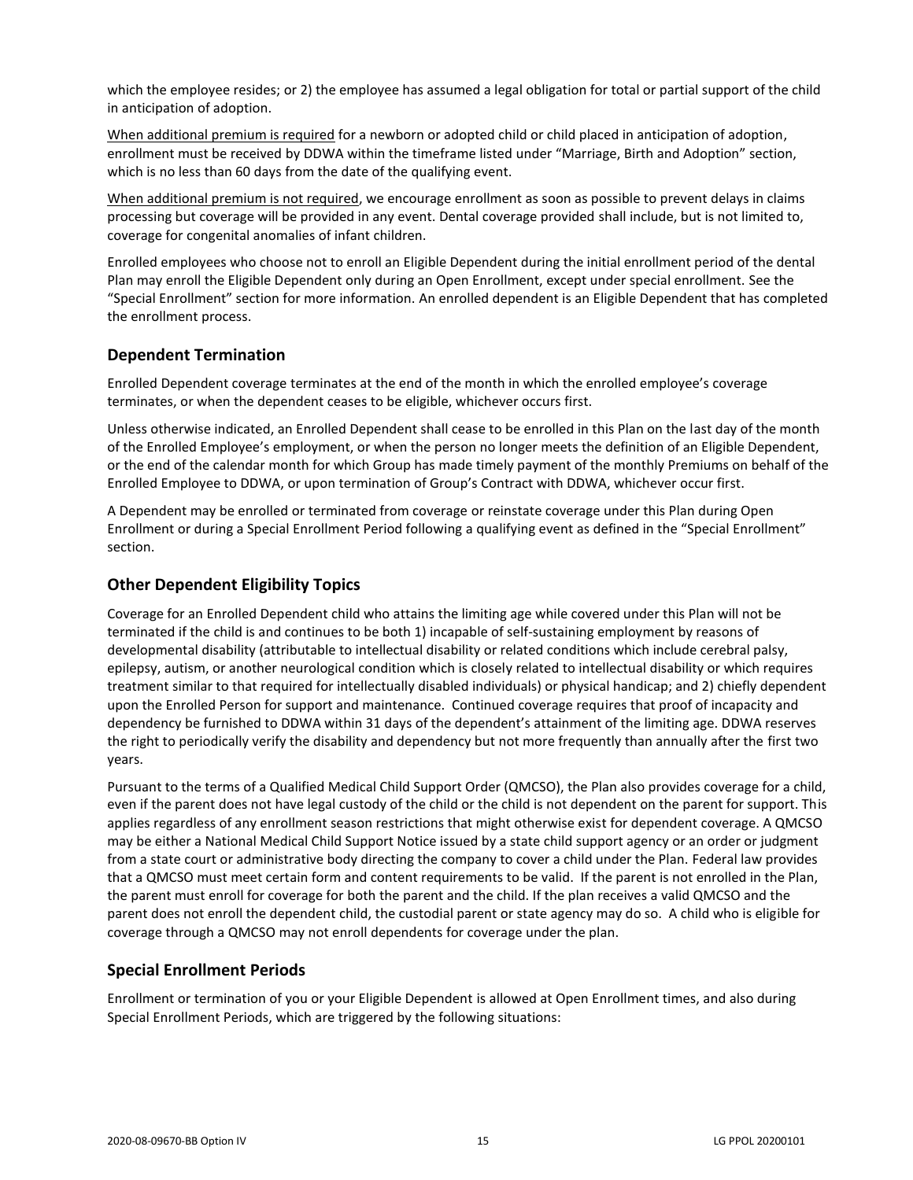which the employee resides; or 2) the employee has assumed a legal obligation for total or partial support of the child in anticipation of adoption.

When additional premium is required for a newborn or adopted child or child placed in anticipation of adoption, enrollment must be received by DDWA within the timeframe listed under "Marriage, Birth and Adoption" section, which is no less than 60 days from the date of the qualifying event.

When additional premium is not required, we encourage enrollment as soon as possible to prevent delays in claims processing but coverage will be provided in any event. Dental coverage provided shall include, but is not limited to, coverage for congenital anomalies of infant children.

Enrolled employees who choose not to enroll an Eligible Dependent during the initial enrollment period of the dental Plan may enroll the Eligible Dependent only during an Open Enrollment, except under special enrollment. See the "Special Enrollment" section for more information. An enrolled dependent is an Eligible Dependent that has completed the enrollment process.

## Dependent Termination

Enrolled Dependent coverage terminates at the end of the month in which the enrolled employee's coverage terminates, or when the dependent ceases to be eligible, whichever occurs first.

Unless otherwise indicated, an Enrolled Dependent shall cease to be enrolled in this Plan on the last day of the month of the Enrolled Employee's employment, or when the person no longer meets the definition of an Eligible Dependent, or the end of the calendar month for which Group has made timely payment of the monthly Premiums on behalf of the Enrolled Employee to DDWA, or upon termination of Group's Contract with DDWA, whichever occur first.

A Dependent may be enrolled or terminated from coverage or reinstate coverage under this Plan during Open Enrollment or during a Special Enrollment Period following a qualifying event as defined in the "Special Enrollment" section.

## Other Dependent Eligibility Topics

Coverage for an Enrolled Dependent child who attains the limiting age while covered under this Plan will not be terminated if the child is and continues to be both 1) incapable of self-sustaining employment by reasons of developmental disability (attributable to intellectual disability or related conditions which include cerebral palsy, epilepsy, autism, or another neurological condition which is closely related to intellectual disability or which requires treatment similar to that required for intellectually disabled individuals) or physical handicap; and 2) chiefly dependent upon the Enrolled Person for support and maintenance. Continued coverage requires that proof of incapacity and dependency be furnished to DDWA within 31 days of the dependent's attainment of the limiting age. DDWA reserves the right to periodically verify the disability and dependency but not more frequently than annually after the first two years.

Pursuant to the terms of a Qualified Medical Child Support Order (QMCSO), the Plan also provides coverage for a child, even if the parent does not have legal custody of the child or the child is not dependent on the parent for support. This applies regardless of any enrollment season restrictions that might otherwise exist for dependent coverage. A QMCSO may be either a National Medical Child Support Notice issued by a state child support agency or an order or judgment from a state court or administrative body directing the company to cover a child under the Plan. Federal law provides that a QMCSO must meet certain form and content requirements to be valid. If the parent is not enrolled in the Plan, the parent must enroll for coverage for both the parent and the child. If the plan receives a valid QMCSO and the parent does not enroll the dependent child, the custodial parent or state agency may do so. A child who is eligible for coverage through a QMCSO may not enroll dependents for coverage under the plan.

## Special Enrollment Periods

Enrollment or termination of you or your Eligible Dependent is allowed at Open Enrollment times, and also during Special Enrollment Periods, which are triggered by the following situations: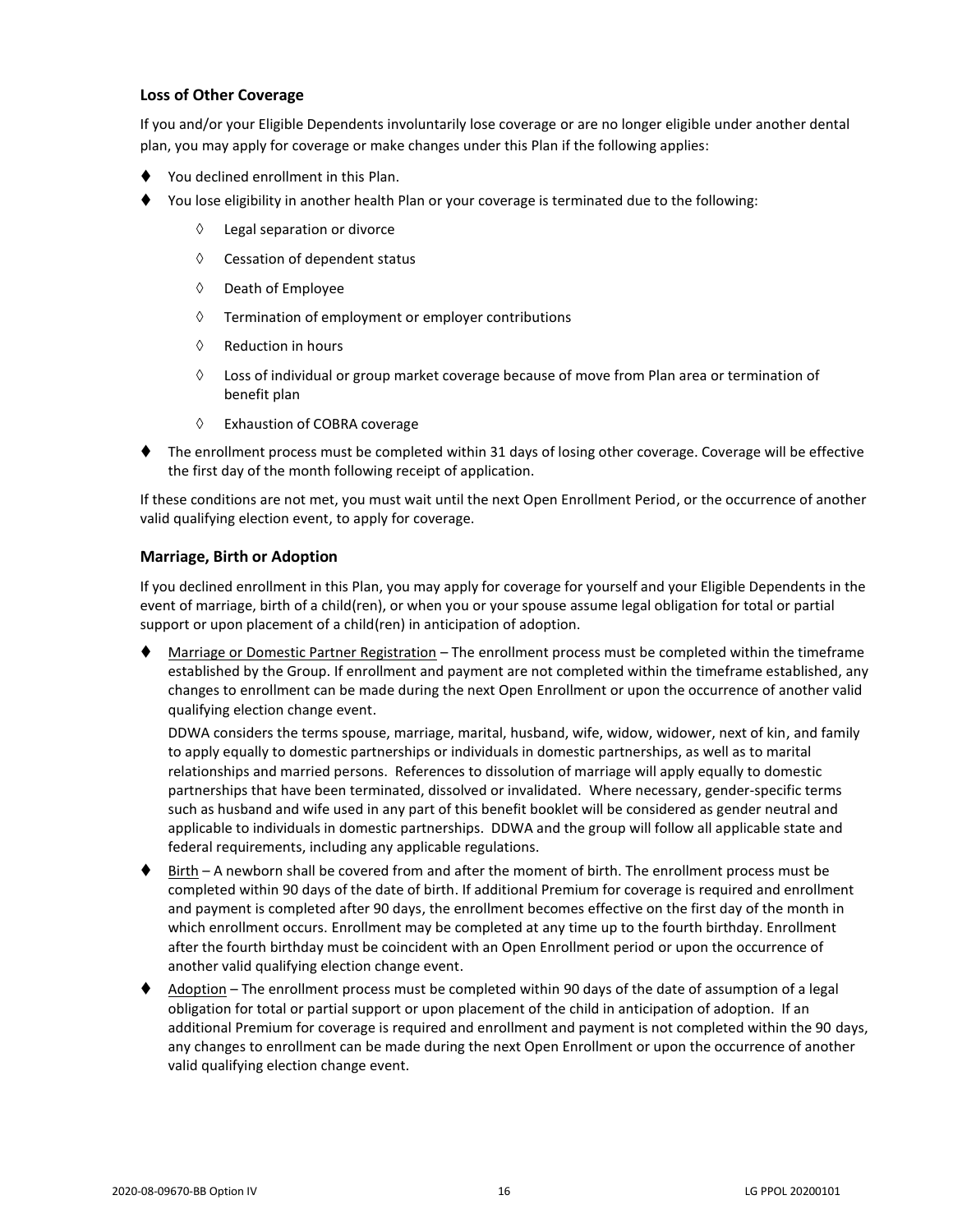### Loss of Other Coverage

If you and/or your Eligible Dependents involuntarily lose coverage or are no longer eligible under another dental plan, you may apply for coverage or make changes under this Plan if the following applies:

- You declined enrollment in this Plan.
- You lose eligibility in another health Plan or your coverage is terminated due to the following:
  - Legal separation or divorce
  - Cessation of dependent status
  - Death of Employee
  - Termination of employment or employer contributions
  - Reduction in hours
  - Loss of individual or group market coverage because of move from Plan area or termination of benefit plan
  - Exhaustion of COBRA coverage
- The enrollment process must be completed within 31 days of losing other coverage. Coverage will be effective the first day of the month following receipt of application.

If these conditions are not met, you must wait until the next Open Enrollment Period, or the occurrence of another valid qualifying election event, to apply for coverage.

### Marriage, Birth or Adoption

If you declined enrollment in this Plan, you may apply for coverage for yourself and your Eligible Dependents in the event of marriage, birth of a child(ren), or when you or your spouse assume legal obligation for total or partial support or upon placement of a child(ren) in anticipation of adoption.

- Marriage or Domestic Partner Registration – The enrollment process must be completed within the timeframe established by the Group. If enrollment and payment are not completed within the timeframe established, any changes to enrollment can be made during the next Open Enrollment or upon the occurrence of another valid qualifying election change event.

  DDWA considers the terms spouse, marriage, marital, husband, wife, widow, widower, next of kin, and family to apply equally to domestic partnerships or individuals in domestic partnerships, as well as to marital relationships and married persons. References to dissolution of marriage will apply equally to domestic partnerships that have been terminated, dissolved or invalidated. Where necessary, gender-specific terms such as husband and wife used in any part of this benefit booklet will be considered as gender neutral and applicable to individuals in domestic partnerships. DDWA and the group will follow all applicable state and federal requirements, including any applicable regulations.

- Birth – A newborn shall be covered from and after the moment of birth. The enrollment process must be completed within 90 days of the date of birth. If additional Premium for coverage is required and enrollment and payment is completed after 90 days, the enrollment becomes effective on the first day of the month in which enrollment occurs. Enrollment may be completed at any time up to the fourth birthday. Enrollment after the fourth birthday must be coincident with an Open Enrollment period or upon the occurrence of another valid qualifying election change event.

- Adoption – The enrollment process must be completed within 90 days of the date of assumption of a legal obligation for total or partial support or upon placement of the child in anticipation of adoption. If an additional Premium for coverage is required and enrollment and payment is not completed within the 90 days, any changes to enrollment can be made during the next Open Enrollment or upon the occurrence of another valid qualifying election change event.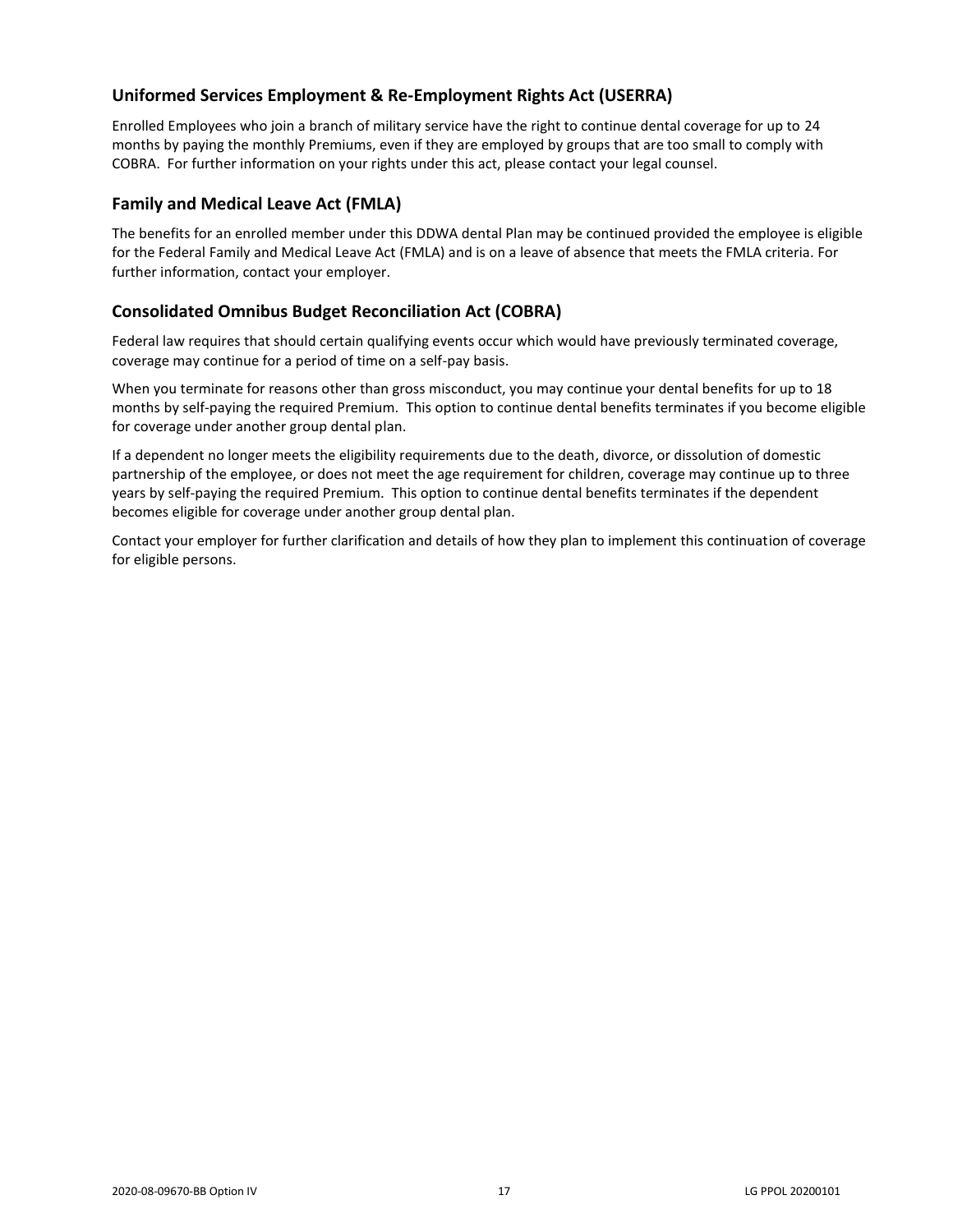## Uniformed Services Employment & Re-Employment Rights Act (USERRA)

Enrolled Employees who join a branch of military service have the right to continue dental coverage for up to 24 months by paying the monthly Premiums, even if they are employed by groups that are too small to comply with COBRA. For further information on your rights under this act, please contact your legal counsel.

## Family and Medical Leave Act (FMLA)

The benefits for an enrolled member under this DDWA dental Plan may be continued provided the employee is eligible for the Federal Family and Medical Leave Act (FMLA) and is on a leave of absence that meets the FMLA criteria. For further information, contact your employer.

## Consolidated Omnibus Budget Reconciliation Act (COBRA)

Federal law requires that should certain qualifying events occur which would have previously terminated coverage, coverage may continue for a period of time on a self-pay basis.

When you terminate for reasons other than gross misconduct, you may continue your dental benefits for up to 18 months by self-paying the required Premium. This option to continue dental benefits terminates if you become eligible for coverage under another group dental plan.

If a dependent no longer meets the eligibility requirements due to the death, divorce, or dissolution of domestic partnership of the employee, or does not meet the age requirement for children, coverage may continue up to three years by self-paying the required Premium. This option to continue dental benefits terminates if the dependent becomes eligible for coverage under another group dental plan.

Contact your employer for further clarification and details of how they plan to implement this continuation of coverage for eligible persons.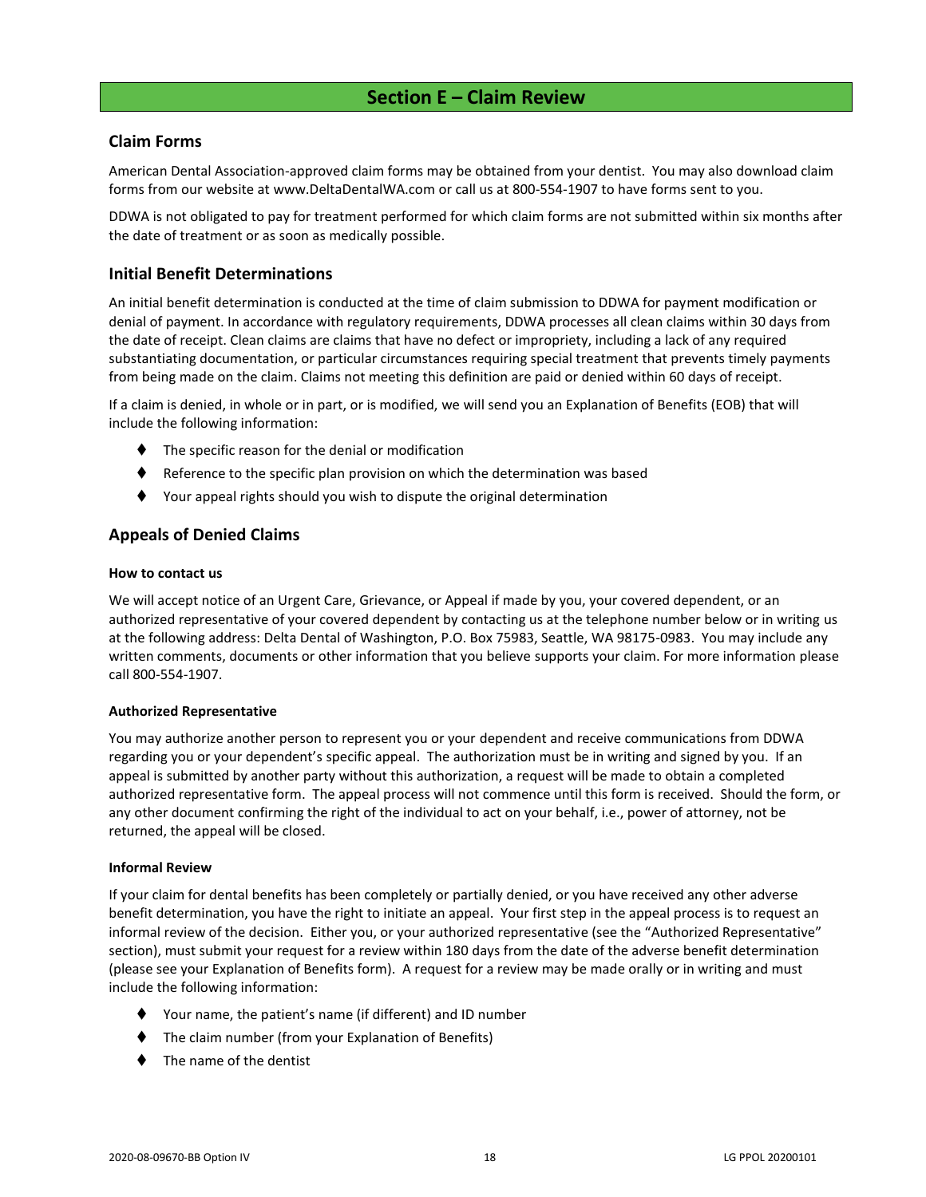# Section E – Claim Review

## Claim Forms

American Dental Association-approved claim forms may be obtained from your dentist. You may also download claim forms from our website at www.DeltaDentalWA.com or call us at 800-554-1907 to have forms sent to you.

DDWA is not obligated to pay for treatment performed for which claim forms are not submitted within six months after the date of treatment or as soon as medically possible.

## Initial Benefit Determinations

An initial benefit determination is conducted at the time of claim submission to DDWA for payment modification or denial of payment. In accordance with regulatory requirements, DDWA processes all clean claims within 30 days from the date of receipt. Clean claims are claims that have no defect or impropriety, including a lack of any required substantiating documentation, or particular circumstances requiring special treatment that prevents timely payments from being made on the claim. Claims not meeting this definition are paid or denied within 60 days of receipt.

If a claim is denied, in whole or in part, or is modified, we will send you an Explanation of Benefits (EOB) that will include the following information:

- The specific reason for the denial or modification
- Reference to the specific plan provision on which the determination was based
- Your appeal rights should you wish to dispute the original determination

## Appeals of Denied Claims

#### How to contact us

We will accept notice of an Urgent Care, Grievance, or Appeal if made by you, your covered dependent, or an authorized representative of your covered dependent by contacting us at the telephone number below or in writing us at the following address: Delta Dental of Washington, P.O. Box 75983, Seattle, WA 98175-0983. You may include any written comments, documents or other information that you believe supports your claim. For more information please call 800-554-1907.

#### Authorized Representative

You may authorize another person to represent you or your dependent and receive communications from DDWA regarding you or your dependent's specific appeal. The authorization must be in writing and signed by you. If an appeal is submitted by another party without this authorization, a request will be made to obtain a completed authorized representative form. The appeal process will not commence until this form is received. Should the form, or any other document confirming the right of the individual to act on your behalf, i.e., power of attorney, not be returned, the appeal will be closed.

#### Informal Review

If your claim for dental benefits has been completely or partially denied, or you have received any other adverse benefit determination, you have the right to initiate an appeal. Your first step in the appeal process is to request an informal review of the decision. Either you, or your authorized representative (see the "Authorized Representative" section), must submit your request for a review within 180 days from the date of the adverse benefit determination (please see your Explanation of Benefits form). A request for a review may be made orally or in writing and must include the following information:

- Your name, the patient's name (if different) and ID number
- The claim number (from your Explanation of Benefits)
- The name of the dentist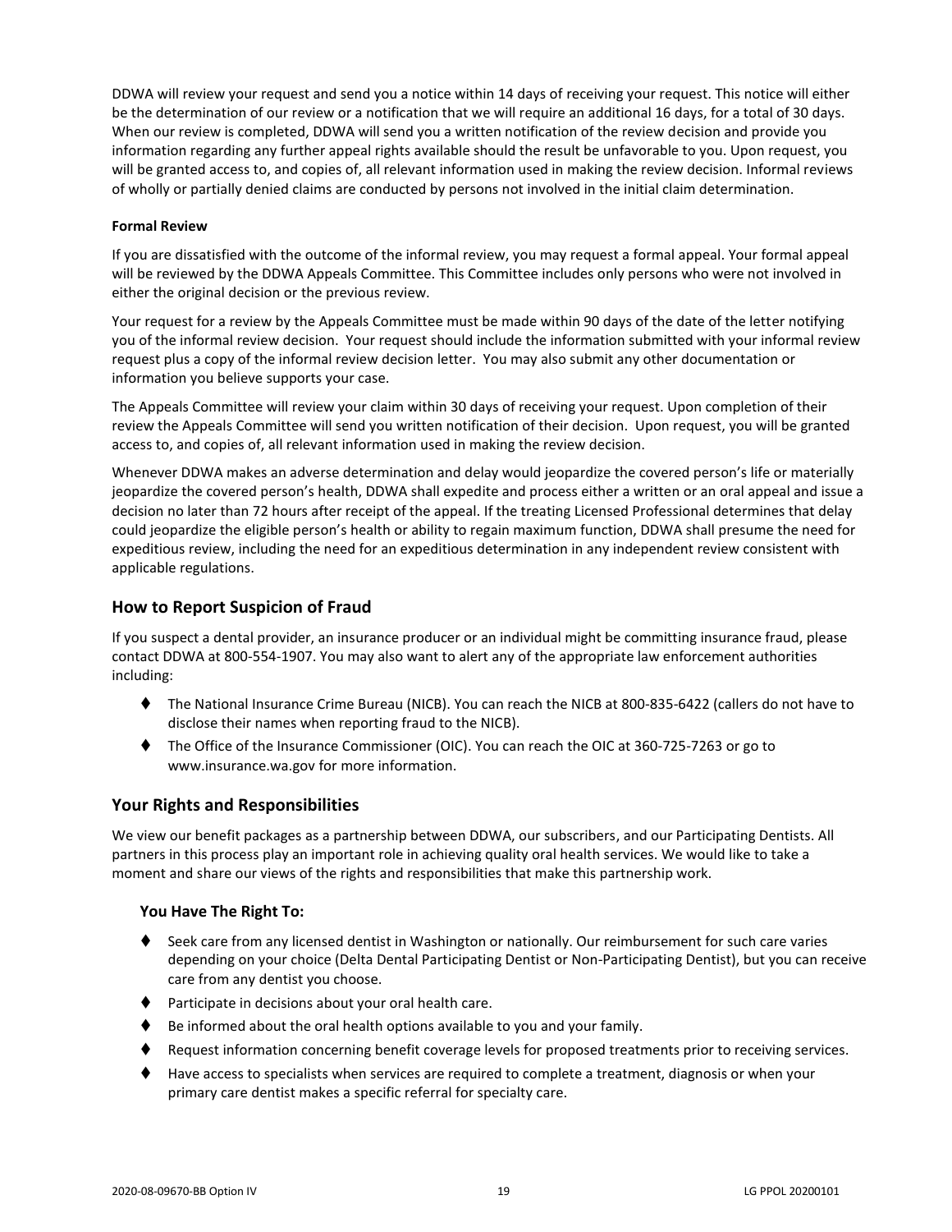DDWA will review your request and send you a notice within 14 days of receiving your request. This notice will either be the determination of our review or a notification that we will require an additional 16 days, for a total of 30 days. When our review is completed, DDWA will send you a written notification of the review decision and provide you information regarding any further appeal rights available should the result be unfavorable to you. Upon request, you will be granted access to, and copies of, all relevant information used in making the review decision. Informal reviews of wholly or partially denied claims are conducted by persons not involved in the initial claim determination.

#### Formal Review

If you are dissatisfied with the outcome of the informal review, you may request a formal appeal. Your formal appeal will be reviewed by the DDWA Appeals Committee. This Committee includes only persons who were not involved in either the original decision or the previous review.

Your request for a review by the Appeals Committee must be made within 90 days of the date of the letter notifying you of the informal review decision. Your request should include the information submitted with your informal review request plus a copy of the informal review decision letter. You may also submit any other documentation or information you believe supports your case.

The Appeals Committee will review your claim within 30 days of receiving your request. Upon completion of their review the Appeals Committee will send you written notification of their decision. Upon request, you will be granted access to, and copies of, all relevant information used in making the review decision.

Whenever DDWA makes an adverse determination and delay would jeopardize the covered person's life or materially jeopardize the covered person's health, DDWA shall expedite and process either a written or an oral appeal and issue a decision no later than 72 hours after receipt of the appeal. If the treating Licensed Professional determines that delay could jeopardize the eligible person's health or ability to regain maximum function, DDWA shall presume the need for expeditious review, including the need for an expeditious determination in any independent review consistent with applicable regulations.

## How to Report Suspicion of Fraud

If you suspect a dental provider, an insurance producer or an individual might be committing insurance fraud, please contact DDWA at 800-554-1907. You may also want to alert any of the appropriate law enforcement authorities including:

- The National Insurance Crime Bureau (NICB). You can reach the NICB at 800-835-6422 (callers do not have to disclose their names when reporting fraud to the NICB).
- The Office of the Insurance Commissioner (OIC). You can reach the OIC at 360-725-7263 or go to www.insurance.wa.gov for more information.

## Your Rights and Responsibilities

We view our benefit packages as a partnership between DDWA, our subscribers, and our Participating Dentists. All partners in this process play an important role in achieving quality oral health services. We would like to take a moment and share our views of the rights and responsibilities that make this partnership work.

### You Have The Right To:

- Seek care from any licensed dentist in Washington or nationally. Our reimbursement for such care varies depending on your choice (Delta Dental Participating Dentist or Non-Participating Dentist), but you can receive care from any dentist you choose.
- Participate in decisions about your oral health care.
- Be informed about the oral health options available to you and your family.
- Request information concerning benefit coverage levels for proposed treatments prior to receiving services.
- Have access to specialists when services are required to complete a treatment, diagnosis or when your primary care dentist makes a specific referral for specialty care.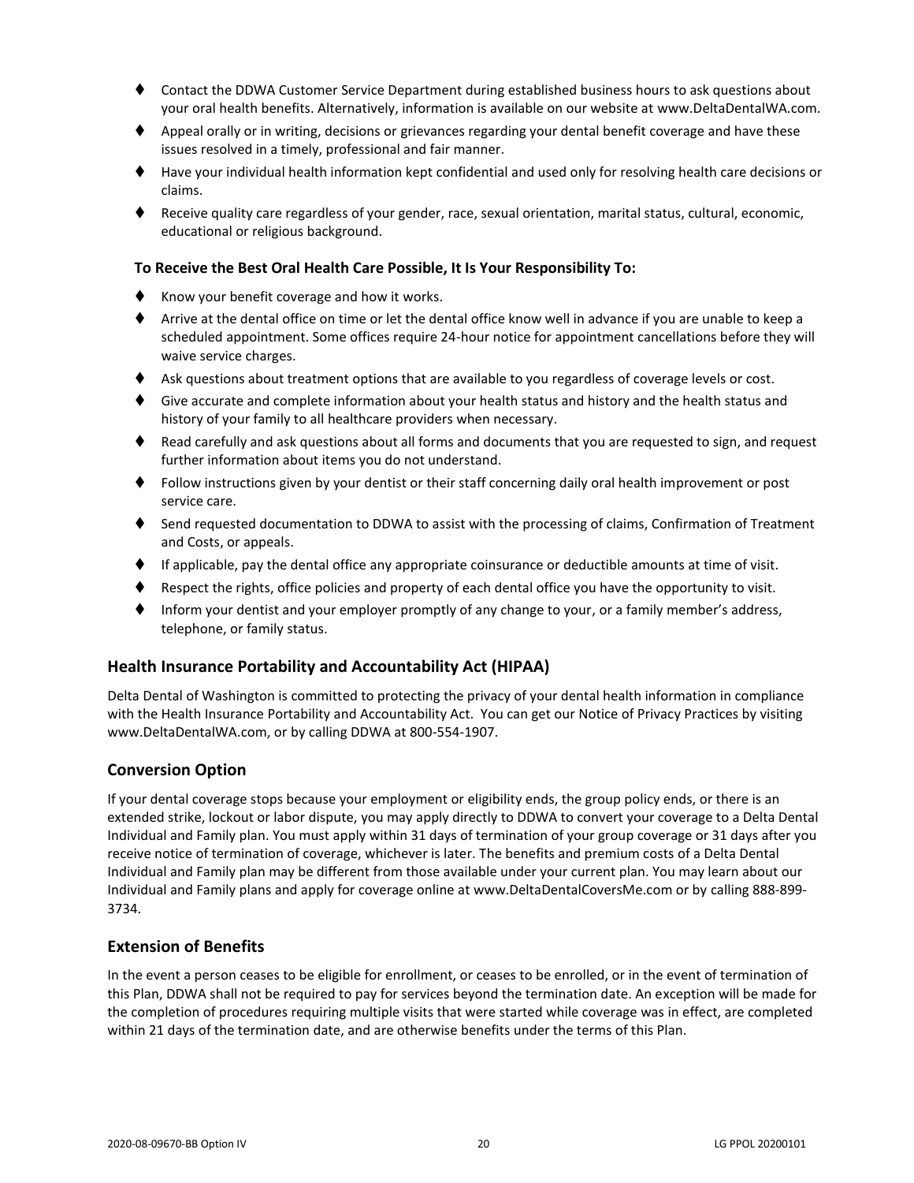- Contact the DDWA Customer Service Department during established business hours to ask questions about your oral health benefits. Alternatively, information is available on our website at www.DeltaDentalWA.com.
- Appeal orally or in writing, decisions or grievances regarding your dental benefit coverage and have these issues resolved in a timely, professional and fair manner.
- Have your individual health information kept confidential and used only for resolving health care decisions or claims.
- Receive quality care regardless of your gender, race, sexual orientation, marital status, cultural, economic, educational or religious background.

**To Receive the Best Oral Health Care Possible, It Is Your Responsibility To:**

- Know your benefit coverage and how it works.
- Arrive at the dental office on time or let the dental office know well in advance if you are unable to keep a scheduled appointment. Some offices require 24-hour notice for appointment cancellations before they will waive service charges.
- Ask questions about treatment options that are available to you regardless of coverage levels or cost.
- Give accurate and complete information about your health status and history and the health status and history of your family to all healthcare providers when necessary.
- Read carefully and ask questions about all forms and documents that you are requested to sign, and request further information about items you do not understand.
- Follow instructions given by your dentist or their staff concerning daily oral health improvement or post service care.
- Send requested documentation to DDWA to assist with the processing of claims, Confirmation of Treatment and Costs, or appeals.
- If applicable, pay the dental office any appropriate coinsurance or deductible amounts at time of visit.
- Respect the rights, office policies and property of each dental office you have the opportunity to visit.
- Inform your dentist and your employer promptly of any change to your, or a family member's address, telephone, or family status.

## Health Insurance Portability and Accountability Act (HIPAA)

Delta Dental of Washington is committed to protecting the privacy of your dental health information in compliance with the Health Insurance Portability and Accountability Act. You can get our Notice of Privacy Practices by visiting www.DeltaDentalWA.com, or by calling DDWA at 800-554-1907.

## Conversion Option

If your dental coverage stops because your employment or eligibility ends, the group policy ends, or there is an extended strike, lockout or labor dispute, you may apply directly to DDWA to convert your coverage to a Delta Dental Individual and Family plan. You must apply within 31 days of termination of your group coverage or 31 days after you receive notice of termination of coverage, whichever is later. The benefits and premium costs of a Delta Dental Individual and Family plan may be different from those available under your current plan. You may learn about our Individual and Family plans and apply for coverage online at www.DeltaDentalCoversMe.com or by calling 888-899-3734.

## Extension of Benefits

In the event a person ceases to be eligible for enrollment, or ceases to be enrolled, or in the event of termination of this Plan, DDWA shall not be required to pay for services beyond the termination date. An exception will be made for the completion of procedures requiring multiple visits that were started while coverage was in effect, are completed within 21 days of the termination date, and are otherwise benefits under the terms of this Plan.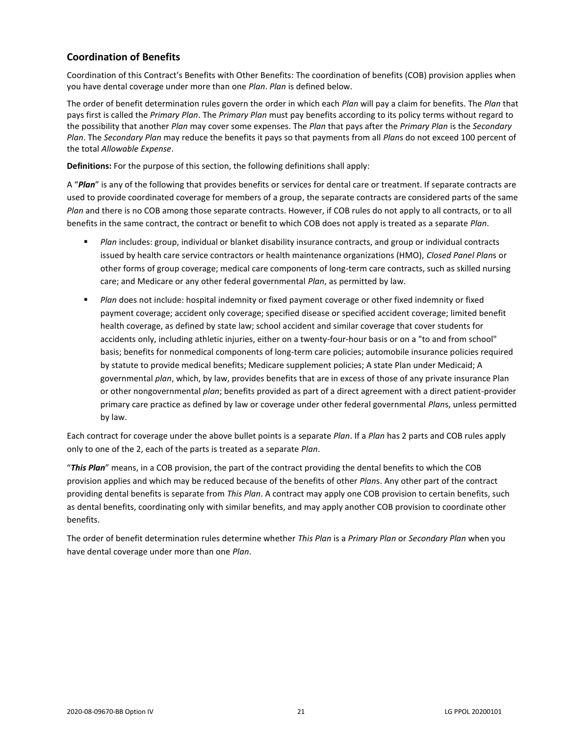## Coordination of Benefits

Coordination of this Contract's Benefits with Other Benefits: The coordination of benefits (COB) provision applies when you have dental coverage under more than one *Plan*. *Plan* is defined below.

The order of benefit determination rules govern the order in which each *Plan* will pay a claim for benefits. The *Plan* that pays first is called the *Primary Plan*. The *Primary Plan* must pay benefits according to its policy terms without regard to the possibility that another *Plan* may cover some expenses. The *Plan* that pays after the *Primary Plan* is the *Secondary Plan*. The *Secondary Plan* may reduce the benefits it pays so that payments from all *Plan*s do not exceed 100 percent of the total *Allowable Expense*.

**Definitions:** For the purpose of this section, the following definitions shall apply:

A "***Plan***" is any of the following that provides benefits or services for dental care or treatment. If separate contracts are used to provide coordinated coverage for members of a group, the separate contracts are considered parts of the same *Plan* and there is no COB among those separate contracts. However, if COB rules do not apply to all contracts, or to all benefits in the same contract, the contract or benefit to which COB does not apply is treated as a separate *Plan*.

- *Plan* includes: group, individual or blanket disability insurance contracts, and group or individual contracts issued by health care service contractors or health maintenance organizations (HMO), *Closed Panel Plan*s or other forms of group coverage; medical care components of long-term care contracts, such as skilled nursing care; and Medicare or any other federal governmental *Plan*, as permitted by law.
- *Plan* does not include: hospital indemnity or fixed payment coverage or other fixed indemnity or fixed payment coverage; accident only coverage; specified disease or specified accident coverage; limited benefit health coverage, as defined by state law; school accident and similar coverage that cover students for accidents only, including athletic injuries, either on a twenty-four-hour basis or on a "to and from school" basis; benefits for nonmedical components of long-term care policies; automobile insurance policies required by statute to provide medical benefits; Medicare supplement policies; A state Plan under Medicaid; A governmental *plan*, which, by law, provides benefits that are in excess of those of any private insurance Plan or other nongovernmental *plan*; benefits provided as part of a direct agreement with a direct patient-provider primary care practice as defined by law or coverage under other federal governmental *Plan*s, unless permitted by law.

Each contract for coverage under the above bullet points is a separate *Plan*. If a *Plan* has 2 parts and COB rules apply only to one of the 2, each of the parts is treated as a separate *Plan*.

"***This Plan***" means, in a COB provision, the part of the contract providing the dental benefits to which the COB provision applies and which may be reduced because of the benefits of other *Plan*s. Any other part of the contract providing dental benefits is separate from *This Plan*. A contract may apply one COB provision to certain benefits, such as dental benefits, coordinating only with similar benefits, and may apply another COB provision to coordinate other benefits.

The order of benefit determination rules determine whether *This Plan* is a *Primary Plan* or *Secondary Plan* when you have dental coverage under more than one *Plan*.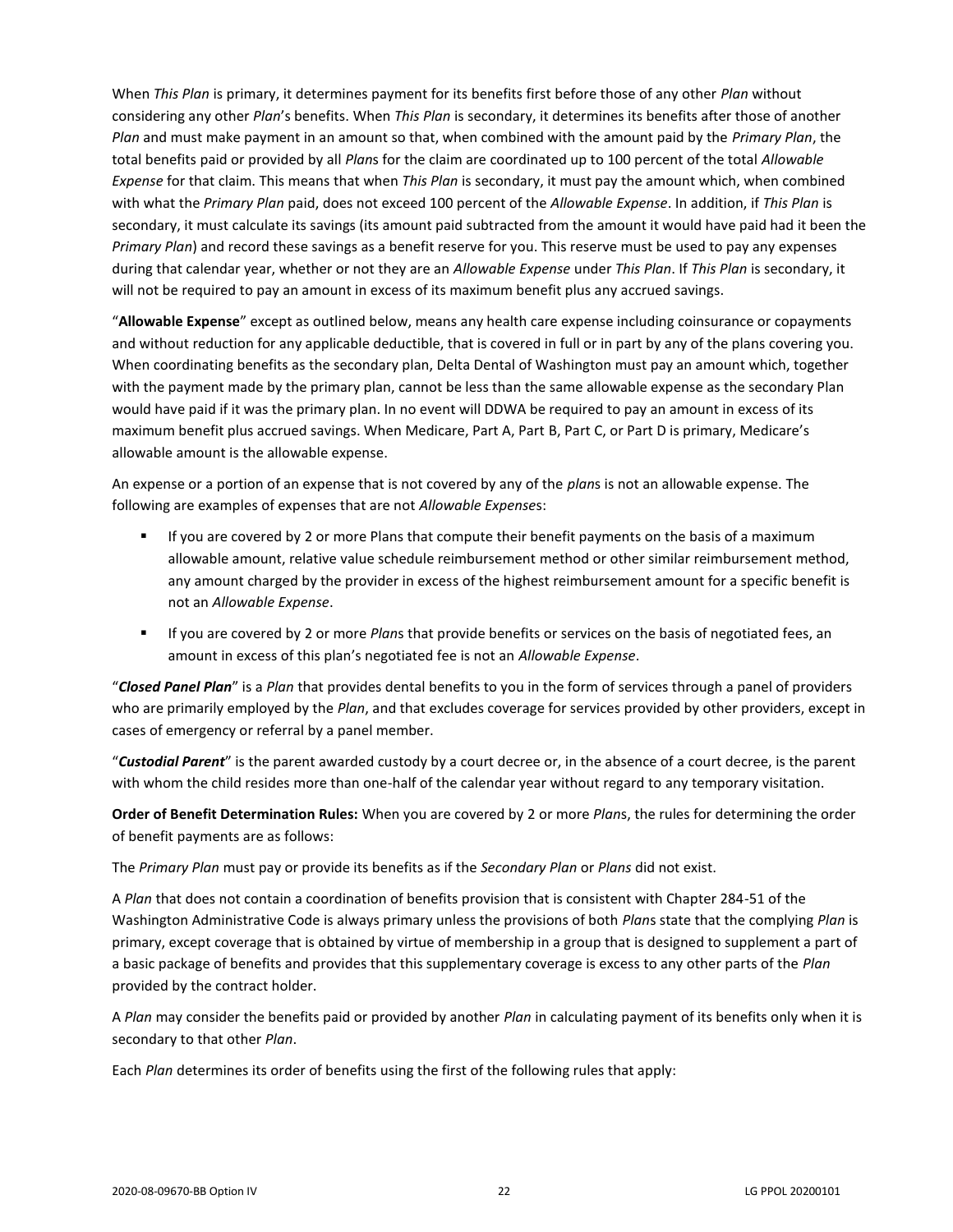When *This Plan* is primary, it determines payment for its benefits first before those of any other *Plan* without considering any other *Plan*'s benefits. When *This Plan* is secondary, it determines its benefits after those of another *Plan* and must make payment in an amount so that, when combined with the amount paid by the *Primary Plan*, the total benefits paid or provided by all *Plan*s for the claim are coordinated up to 100 percent of the total *Allowable Expense* for that claim. This means that when *This Plan* is secondary, it must pay the amount which, when combined with what the *Primary Plan* paid, does not exceed 100 percent of the *Allowable Expense*. In addition, if *This Plan* is secondary, it must calculate its savings (its amount paid subtracted from the amount it would have paid had it been the *Primary Plan*) and record these savings as a benefit reserve for you. This reserve must be used to pay any expenses during that calendar year, whether or not they are an *Allowable Expense* under *This Plan*. If *This Plan* is secondary, it will not be required to pay an amount in excess of its maximum benefit plus any accrued savings.

"**Allowable Expense**" except as outlined below, means any health care expense including coinsurance or copayments and without reduction for any applicable deductible, that is covered in full or in part by any of the plans covering you. When coordinating benefits as the secondary plan, Delta Dental of Washington must pay an amount which, together with the payment made by the primary plan, cannot be less than the same allowable expense as the secondary Plan would have paid if it was the primary plan. In no event will DDWA be required to pay an amount in excess of its maximum benefit plus accrued savings. When Medicare, Part A, Part B, Part C, or Part D is primary, Medicare's allowable amount is the allowable expense.

An expense or a portion of an expense that is not covered by any of the *plan*s is not an allowable expense. The following are examples of expenses that are not *Allowable Expense*s:

- If you are covered by 2 or more Plans that compute their benefit payments on the basis of a maximum allowable amount, relative value schedule reimbursement method or other similar reimbursement method, any amount charged by the provider in excess of the highest reimbursement amount for a specific benefit is not an *Allowable Expense*.
- If you are covered by 2 or more *Plan*s that provide benefits or services on the basis of negotiated fees, an amount in excess of this plan's negotiated fee is not an *Allowable Expense*.

"***Closed Panel Plan***" is a *Plan* that provides dental benefits to you in the form of services through a panel of providers who are primarily employed by the *Plan*, and that excludes coverage for services provided by other providers, except in cases of emergency or referral by a panel member.

"***Custodial Parent***" is the parent awarded custody by a court decree or, in the absence of a court decree, is the parent with whom the child resides more than one-half of the calendar year without regard to any temporary visitation.

**Order of Benefit Determination Rules:** When you are covered by 2 or more *Plan*s, the rules for determining the order of benefit payments are as follows:

The *Primary Plan* must pay or provide its benefits as if the *Secondary Plan* or *Plans* did not exist.

A *Plan* that does not contain a coordination of benefits provision that is consistent with Chapter 284-51 of the Washington Administrative Code is always primary unless the provisions of both *Plan*s state that the complying *Plan* is primary, except coverage that is obtained by virtue of membership in a group that is designed to supplement a part of a basic package of benefits and provides that this supplementary coverage is excess to any other parts of the *Plan* provided by the contract holder.

A *Plan* may consider the benefits paid or provided by another *Plan* in calculating payment of its benefits only when it is secondary to that other *Plan*.

Each *Plan* determines its order of benefits using the first of the following rules that apply: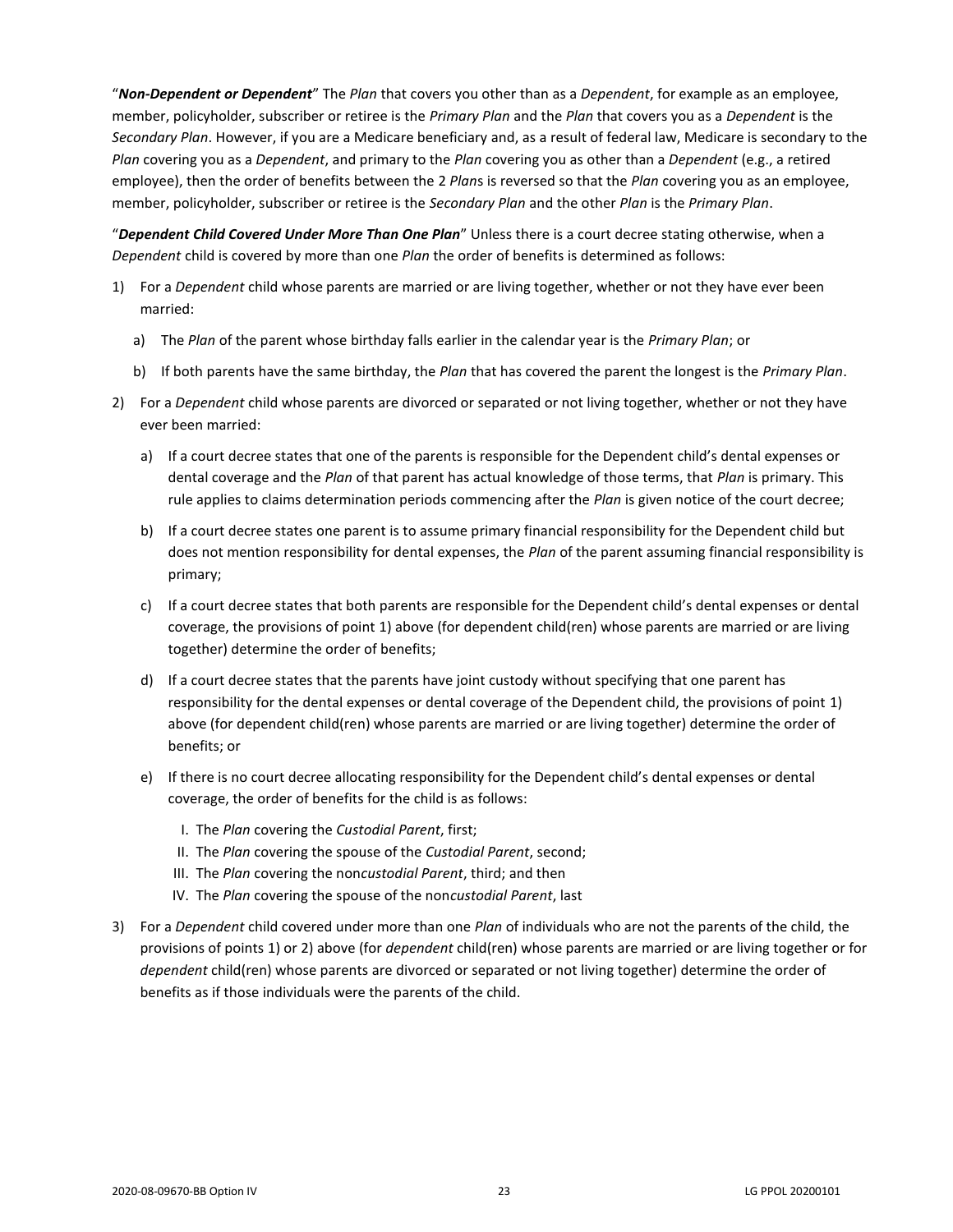"***Non-Dependent or Dependent***" The *Plan* that covers you other than as a *Dependent*, for example as an employee, member, policyholder, subscriber or retiree is the *Primary Plan* and the *Plan* that covers you as a *Dependent* is the *Secondary Plan*. However, if you are a Medicare beneficiary and, as a result of federal law, Medicare is secondary to the *Plan* covering you as a *Dependent*, and primary to the *Plan* covering you as other than a *Dependent* (e.g., a retired employee), then the order of benefits between the 2 *Plan*s is reversed so that the *Plan* covering you as an employee, member, policyholder, subscriber or retiree is the *Secondary Plan* and the other *Plan* is the *Primary Plan*.

"***Dependent Child Covered Under More Than One Plan***" Unless there is a court decree stating otherwise, when a *Dependent* child is covered by more than one *Plan* the order of benefits is determined as follows:

1) For a *Dependent* child whose parents are married or are living together, whether or not they have ever been married:
   a) The *Plan* of the parent whose birthday falls earlier in the calendar year is the *Primary Plan*; or
   b) If both parents have the same birthday, the *Plan* that has covered the parent the longest is the *Primary Plan*.
2) For a *Dependent* child whose parents are divorced or separated or not living together, whether or not they have ever been married:
   a) If a court decree states that one of the parents is responsible for the Dependent child's dental expenses or dental coverage and the *Plan* of that parent has actual knowledge of those terms, that *Plan* is primary. This rule applies to claims determination periods commencing after the *Plan* is given notice of the court decree;
   b) If a court decree states one parent is to assume primary financial responsibility for the Dependent child but does not mention responsibility for dental expenses, the *Plan* of the parent assuming financial responsibility is primary;
   c) If a court decree states that both parents are responsible for the Dependent child's dental expenses or dental coverage, the provisions of point 1) above (for dependent child(ren) whose parents are married or are living together) determine the order of benefits;
   d) If a court decree states that the parents have joint custody without specifying that one parent has responsibility for the dental expenses or dental coverage of the Dependent child, the provisions of point 1) above (for dependent child(ren) whose parents are married or are living together) determine the order of benefits; or
   e) If there is no court decree allocating responsibility for the Dependent child's dental expenses or dental coverage, the order of benefits for the child is as follows:
      I. The *Plan* covering the *Custodial Parent*, first;
      II. The *Plan* covering the spouse of the *Custodial Parent*, second;
      III. The *Plan* covering the non*custodial Parent*, third; and then
      IV. The *Plan* covering the spouse of the non*custodial Parent*, last
3) For a *Dependent* child covered under more than one *Plan* of individuals who are not the parents of the child, the provisions of points 1) or 2) above (for *dependent* child(ren) whose parents are married or are living together or for *dependent* child(ren) whose parents are divorced or separated or not living together) determine the order of benefits as if those individuals were the parents of the child.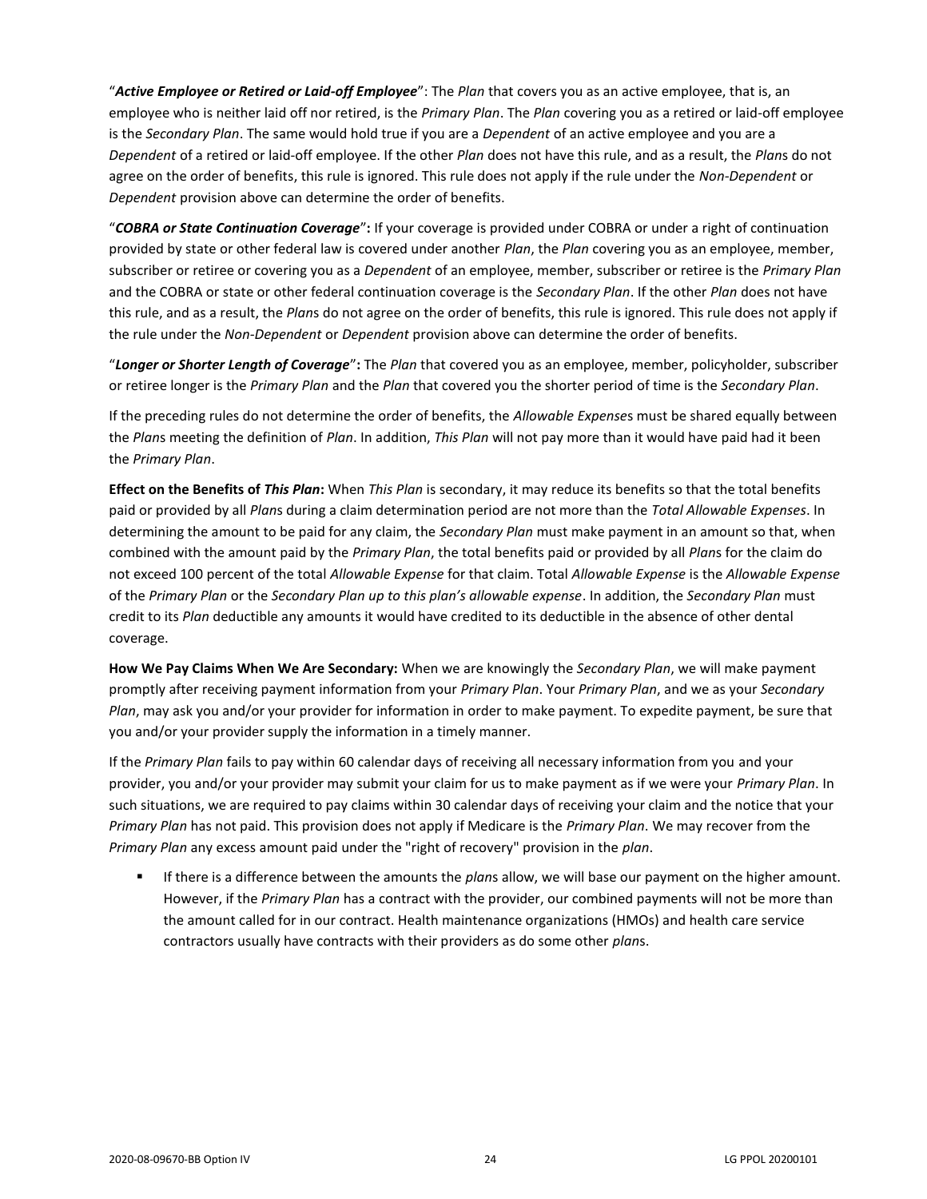"***Active Employee or Retired or Laid-off Employee***": The *Plan* that covers you as an active employee, that is, an employee who is neither laid off nor retired, is the *Primary Plan*. The *Plan* covering you as a retired or laid-off employee is the *Secondary Plan*. The same would hold true if you are a *Dependent* of an active employee and you are a *Dependent* of a retired or laid-off employee. If the other *Plan* does not have this rule, and as a result, the *Plan*s do not agree on the order of benefits, this rule is ignored. This rule does not apply if the rule under the *Non-Dependent* or *Dependent* provision above can determine the order of benefits.

"***COBRA or State Continuation Coverage***"**:** If your coverage is provided under COBRA or under a right of continuation provided by state or other federal law is covered under another *Plan*, the *Plan* covering you as an employee, member, subscriber or retiree or covering you as a *Dependent* of an employee, member, subscriber or retiree is the *Primary Plan* and the COBRA or state or other federal continuation coverage is the *Secondary Plan*. If the other *Plan* does not have this rule, and as a result, the *Plan*s do not agree on the order of benefits, this rule is ignored. This rule does not apply if the rule under the *Non-Dependent* or *Dependent* provision above can determine the order of benefits.

"***Longer or Shorter Length of Coverage***"**:** The *Plan* that covered you as an employee, member, policyholder, subscriber or retiree longer is the *Primary Plan* and the *Plan* that covered you the shorter period of time is the *Secondary Plan*.

If the preceding rules do not determine the order of benefits, the *Allowable Expense*s must be shared equally between the *Plan*s meeting the definition of *Plan*. In addition, *This Plan* will not pay more than it would have paid had it been the *Primary Plan*.

**Effect on the Benefits of *This Plan*:** When *This Plan* is secondary, it may reduce its benefits so that the total benefits paid or provided by all *Plan*s during a claim determination period are not more than the *Total Allowable Expenses*. In determining the amount to be paid for any claim, the *Secondary Plan* must make payment in an amount so that, when combined with the amount paid by the *Primary Plan*, the total benefits paid or provided by all *Plan*s for the claim do not exceed 100 percent of the total *Allowable Expense* for that claim. Total *Allowable Expense* is the *Allowable Expense* of the *Primary Plan* or the *Secondary Plan up to this plan's allowable expense*. In addition, the *Secondary Plan* must credit to its *Plan* deductible any amounts it would have credited to its deductible in the absence of other dental coverage.

**How We Pay Claims When We Are Secondary:** When we are knowingly the *Secondary Plan*, we will make payment promptly after receiving payment information from your *Primary Plan*. Your *Primary Plan*, and we as your *Secondary Plan*, may ask you and/or your provider for information in order to make payment. To expedite payment, be sure that you and/or your provider supply the information in a timely manner.

If the *Primary Plan* fails to pay within 60 calendar days of receiving all necessary information from you and your provider, you and/or your provider may submit your claim for us to make payment as if we were your *Primary Plan*. In such situations, we are required to pay claims within 30 calendar days of receiving your claim and the notice that your *Primary Plan* has not paid. This provision does not apply if Medicare is the *Primary Plan*. We may recover from the *Primary Plan* any excess amount paid under the "right of recovery" provision in the *plan*.

- If there is a difference between the amounts the *plan*s allow, we will base our payment on the higher amount. However, if the *Primary Plan* has a contract with the provider, our combined payments will not be more than the amount called for in our contract. Health maintenance organizations (HMOs) and health care service contractors usually have contracts with their providers as do some other *plan*s.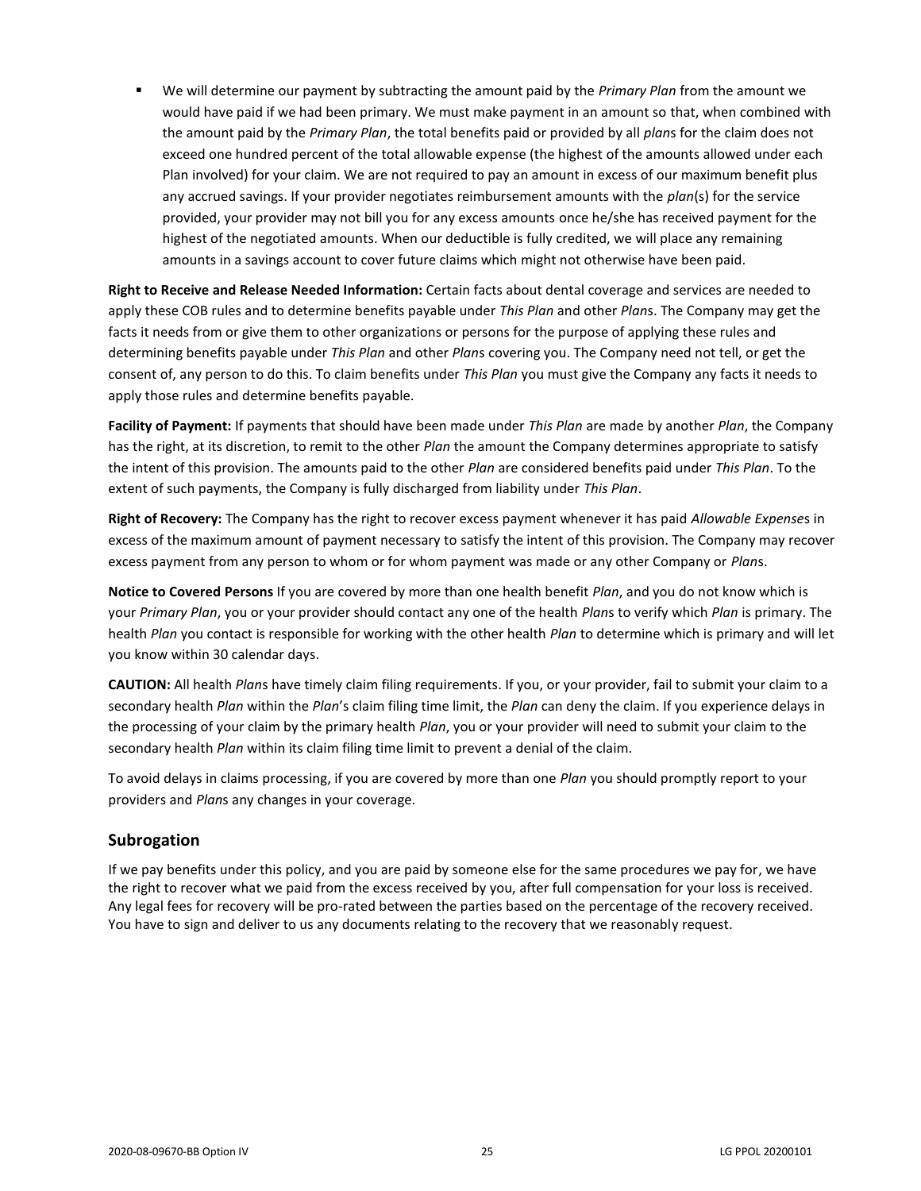- We will determine our payment by subtracting the amount paid by the *Primary Plan* from the amount we would have paid if we had been primary. We must make payment in an amount so that, when combined with the amount paid by the *Primary Plan*, the total benefits paid or provided by all *plan*s for the claim does not exceed one hundred percent of the total allowable expense (the highest of the amounts allowed under each Plan involved) for your claim. We are not required to pay an amount in excess of our maximum benefit plus any accrued savings. If your provider negotiates reimbursement amounts with the *plan*(s) for the service provided, your provider may not bill you for any excess amounts once he/she has received payment for the highest of the negotiated amounts. When our deductible is fully credited, we will place any remaining amounts in a savings account to cover future claims which might not otherwise have been paid.

**Right to Receive and Release Needed Information:** Certain facts about dental coverage and services are needed to apply these COB rules and to determine benefits payable under *This Plan* and other *Plan*s. The Company may get the facts it needs from or give them to other organizations or persons for the purpose of applying these rules and determining benefits payable under *This Plan* and other *Plan*s covering you. The Company need not tell, or get the consent of, any person to do this. To claim benefits under *This Plan* you must give the Company any facts it needs to apply those rules and determine benefits payable.

**Facility of Payment:** If payments that should have been made under *This Plan* are made by another *Plan*, the Company has the right, at its discretion, to remit to the other *Plan* the amount the Company determines appropriate to satisfy the intent of this provision. The amounts paid to the other *Plan* are considered benefits paid under *This Plan*. To the extent of such payments, the Company is fully discharged from liability under *This Plan*.

**Right of Recovery:** The Company has the right to recover excess payment whenever it has paid *Allowable Expense*s in excess of the maximum amount of payment necessary to satisfy the intent of this provision. The Company may recover excess payment from any person to whom or for whom payment was made or any other Company or *Plan*s.

**Notice to Covered Persons** If you are covered by more than one health benefit *Plan*, and you do not know which is your *Primary Plan*, you or your provider should contact any one of the health *Plan*s to verify which *Plan* is primary. The health *Plan* you contact is responsible for working with the other health *Plan* to determine which is primary and will let you know within 30 calendar days.

**CAUTION:** All health *Plan*s have timely claim filing requirements. If you, or your provider, fail to submit your claim to a secondary health *Plan* within the *Plan*'s claim filing time limit, the *Plan* can deny the claim. If you experience delays in the processing of your claim by the primary health *Plan*, you or your provider will need to submit your claim to the secondary health *Plan* within its claim filing time limit to prevent a denial of the claim.

To avoid delays in claims processing, if you are covered by more than one *Plan* you should promptly report to your providers and *Plan*s any changes in your coverage.

## Subrogation

If we pay benefits under this policy, and you are paid by someone else for the same procedures we pay for, we have the right to recover what we paid from the excess received by you, after full compensation for your loss is received. Any legal fees for recovery will be pro-rated between the parties based on the percentage of the recovery received. You have to sign and deliver to us any documents relating to the recovery that we reasonably request.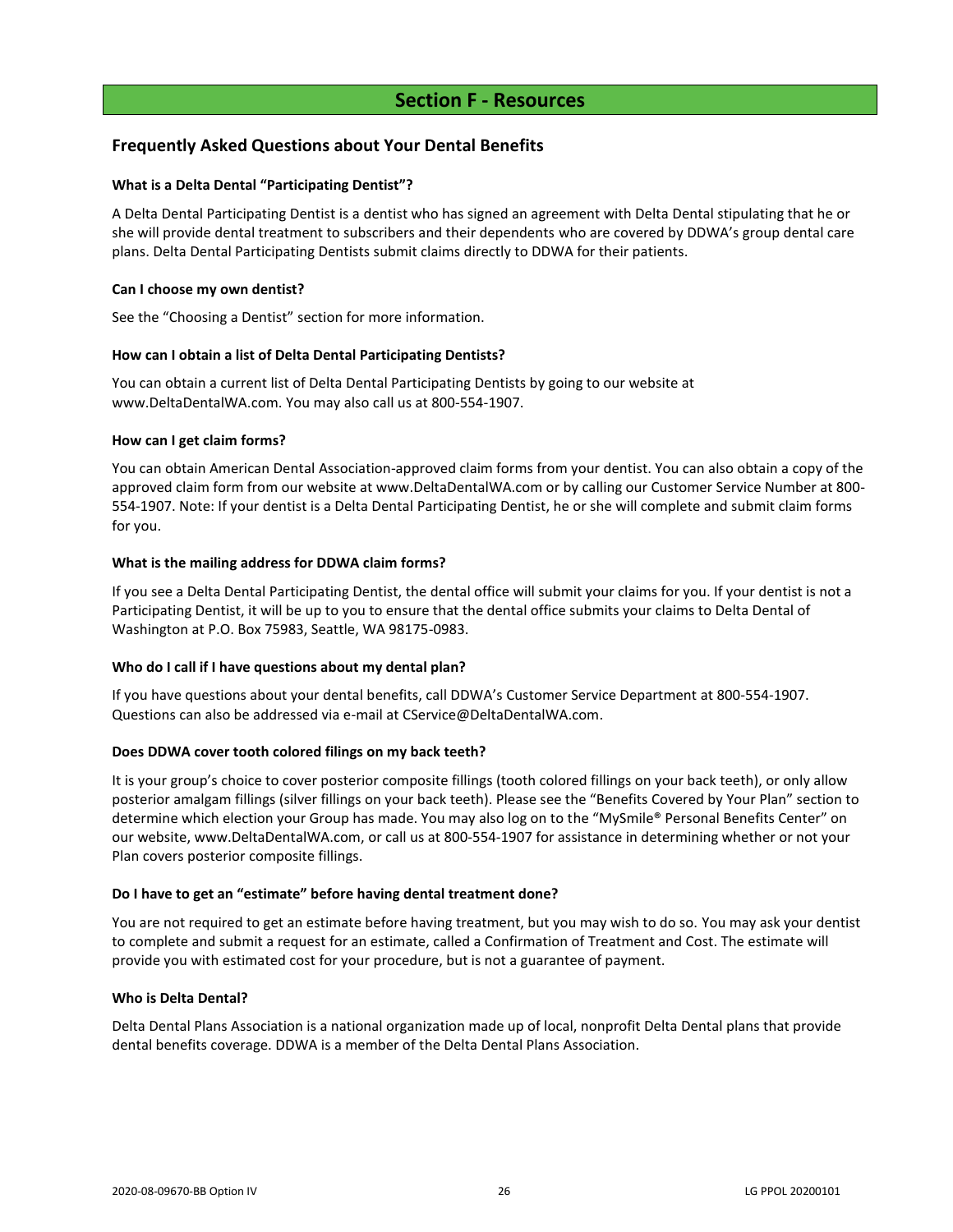# Section F - Resources

## Frequently Asked Questions about Your Dental Benefits

**What is a Delta Dental "Participating Dentist"?**

A Delta Dental Participating Dentist is a dentist who has signed an agreement with Delta Dental stipulating that he or she will provide dental treatment to subscribers and their dependents who are covered by DDWA's group dental care plans. Delta Dental Participating Dentists submit claims directly to DDWA for their patients.

**Can I choose my own dentist?**

See the "Choosing a Dentist" section for more information.

**How can I obtain a list of Delta Dental Participating Dentists?**

You can obtain a current list of Delta Dental Participating Dentists by going to our website at www.DeltaDentalWA.com. You may also call us at 800-554-1907.

**How can I get claim forms?**

You can obtain American Dental Association-approved claim forms from your dentist. You can also obtain a copy of the approved claim form from our website at www.DeltaDentalWA.com or by calling our Customer Service Number at 800-554-1907. Note: If your dentist is a Delta Dental Participating Dentist, he or she will complete and submit claim forms for you.

**What is the mailing address for DDWA claim forms?**

If you see a Delta Dental Participating Dentist, the dental office will submit your claims for you. If your dentist is not a Participating Dentist, it will be up to you to ensure that the dental office submits your claims to Delta Dental of Washington at P.O. Box 75983, Seattle, WA 98175-0983.

**Who do I call if I have questions about my dental plan?**

If you have questions about your dental benefits, call DDWA's Customer Service Department at 800-554-1907. Questions can also be addressed via e-mail at CService@DeltaDentalWA.com.

**Does DDWA cover tooth colored filings on my back teeth?**

It is your group's choice to cover posterior composite fillings (tooth colored fillings on your back teeth), or only allow posterior amalgam fillings (silver fillings on your back teeth). Please see the "Benefits Covered by Your Plan" section to determine which election your Group has made. You may also log on to the "MySmile® Personal Benefits Center" on our website, www.DeltaDentalWA.com, or call us at 800-554-1907 for assistance in determining whether or not your Plan covers posterior composite fillings.

**Do I have to get an "estimate" before having dental treatment done?**

You are not required to get an estimate before having treatment, but you may wish to do so. You may ask your dentist to complete and submit a request for an estimate, called a Confirmation of Treatment and Cost. The estimate will provide you with estimated cost for your procedure, but is not a guarantee of payment.

**Who is Delta Dental?**

Delta Dental Plans Association is a national organization made up of local, nonprofit Delta Dental plans that provide dental benefits coverage. DDWA is a member of the Delta Dental Plans Association.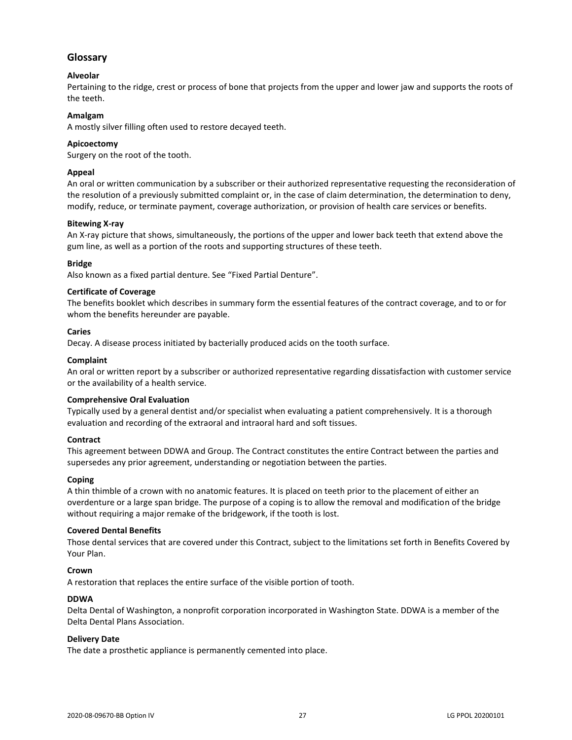## Glossary

**Alveolar**
Pertaining to the ridge, crest or process of bone that projects from the upper and lower jaw and supports the roots of the teeth.

**Amalgam**
A mostly silver filling often used to restore decayed teeth.

**Apicoectomy**
Surgery on the root of the tooth.

**Appeal**
An oral or written communication by a subscriber or their authorized representative requesting the reconsideration of the resolution of a previously submitted complaint or, in the case of claim determination, the determination to deny, modify, reduce, or terminate payment, coverage authorization, or provision of health care services or benefits.

**Bitewing X-ray**
An X-ray picture that shows, simultaneously, the portions of the upper and lower back teeth that extend above the gum line, as well as a portion of the roots and supporting structures of these teeth.

**Bridge**
Also known as a fixed partial denture. See "Fixed Partial Denture".

**Certificate of Coverage**
The benefits booklet which describes in summary form the essential features of the contract coverage, and to or for whom the benefits hereunder are payable.

**Caries**
Decay. A disease process initiated by bacterially produced acids on the tooth surface.

**Complaint**
An oral or written report by a subscriber or authorized representative regarding dissatisfaction with customer service or the availability of a health service.

**Comprehensive Oral Evaluation**
Typically used by a general dentist and/or specialist when evaluating a patient comprehensively. It is a thorough evaluation and recording of the extraoral and intraoral hard and soft tissues.

**Contract**
This agreement between DDWA and Group. The Contract constitutes the entire Contract between the parties and supersedes any prior agreement, understanding or negotiation between the parties.

**Coping**
A thin thimble of a crown with no anatomic features. It is placed on teeth prior to the placement of either an overdenture or a large span bridge. The purpose of a coping is to allow the removal and modification of the bridge without requiring a major remake of the bridgework, if the tooth is lost.

**Covered Dental Benefits**
Those dental services that are covered under this Contract, subject to the limitations set forth in Benefits Covered by Your Plan.

**Crown**
A restoration that replaces the entire surface of the visible portion of tooth.

**DDWA**
Delta Dental of Washington, a nonprofit corporation incorporated in Washington State. DDWA is a member of the Delta Dental Plans Association.

**Delivery Date**
The date a prosthetic appliance is permanently cemented into place.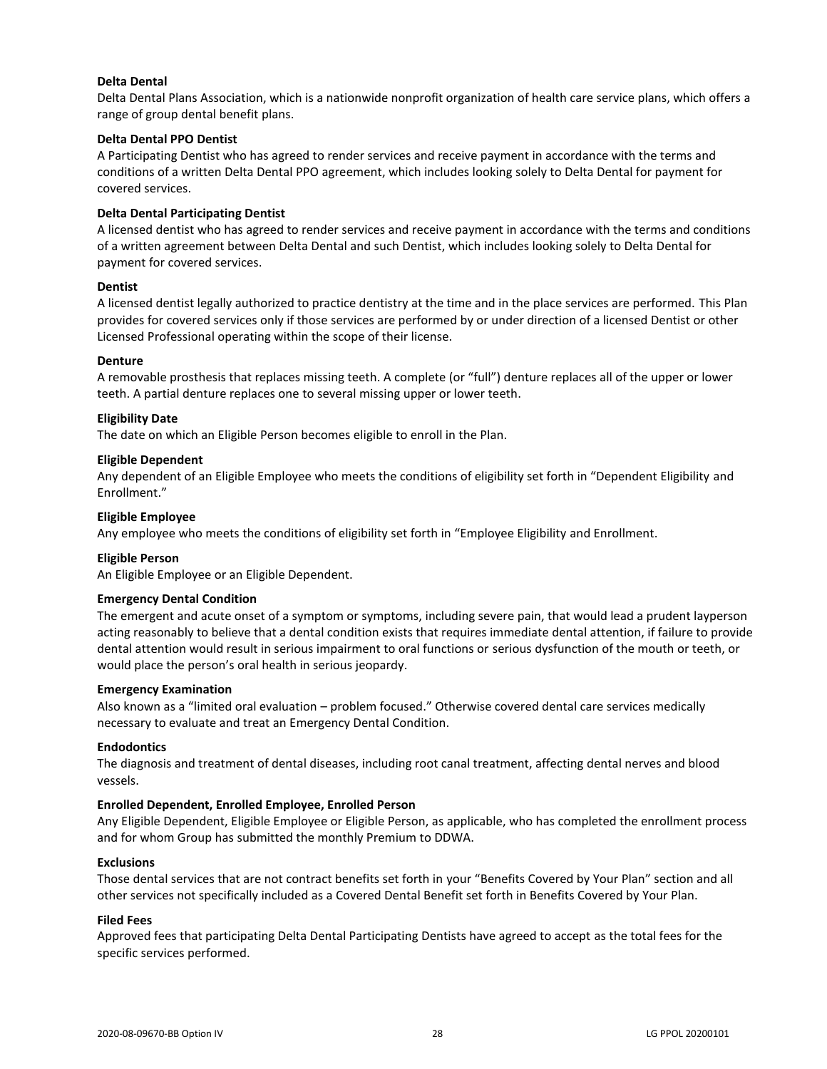**Delta Dental**

Delta Dental Plans Association, which is a nationwide nonprofit organization of health care service plans, which offers a range of group dental benefit plans.

**Delta Dental PPO Dentist**

A Participating Dentist who has agreed to render services and receive payment in accordance with the terms and conditions of a written Delta Dental PPO agreement, which includes looking solely to Delta Dental for payment for covered services.

**Delta Dental Participating Dentist**

A licensed dentist who has agreed to render services and receive payment in accordance with the terms and conditions of a written agreement between Delta Dental and such Dentist, which includes looking solely to Delta Dental for payment for covered services.

**Dentist**

A licensed dentist legally authorized to practice dentistry at the time and in the place services are performed. This Plan provides for covered services only if those services are performed by or under direction of a licensed Dentist or other Licensed Professional operating within the scope of their license.

**Denture**

A removable prosthesis that replaces missing teeth. A complete (or "full") denture replaces all of the upper or lower teeth. A partial denture replaces one to several missing upper or lower teeth.

**Eligibility Date**

The date on which an Eligible Person becomes eligible to enroll in the Plan.

**Eligible Dependent**

Any dependent of an Eligible Employee who meets the conditions of eligibility set forth in "Dependent Eligibility and Enrollment."

**Eligible Employee**

Any employee who meets the conditions of eligibility set forth in "Employee Eligibility and Enrollment.

**Eligible Person**

An Eligible Employee or an Eligible Dependent.

**Emergency Dental Condition**

The emergent and acute onset of a symptom or symptoms, including severe pain, that would lead a prudent layperson acting reasonably to believe that a dental condition exists that requires immediate dental attention, if failure to provide dental attention would result in serious impairment to oral functions or serious dysfunction of the mouth or teeth, or would place the person's oral health in serious jeopardy.

**Emergency Examination**

Also known as a "limited oral evaluation – problem focused." Otherwise covered dental care services medically necessary to evaluate and treat an Emergency Dental Condition.

**Endodontics**

The diagnosis and treatment of dental diseases, including root canal treatment, affecting dental nerves and blood vessels.

**Enrolled Dependent, Enrolled Employee, Enrolled Person**

Any Eligible Dependent, Eligible Employee or Eligible Person, as applicable, who has completed the enrollment process and for whom Group has submitted the monthly Premium to DDWA.

**Exclusions**

Those dental services that are not contract benefits set forth in your "Benefits Covered by Your Plan" section and all other services not specifically included as a Covered Dental Benefit set forth in Benefits Covered by Your Plan.

**Filed Fees**

Approved fees that participating Delta Dental Participating Dentists have agreed to accept as the total fees for the specific services performed.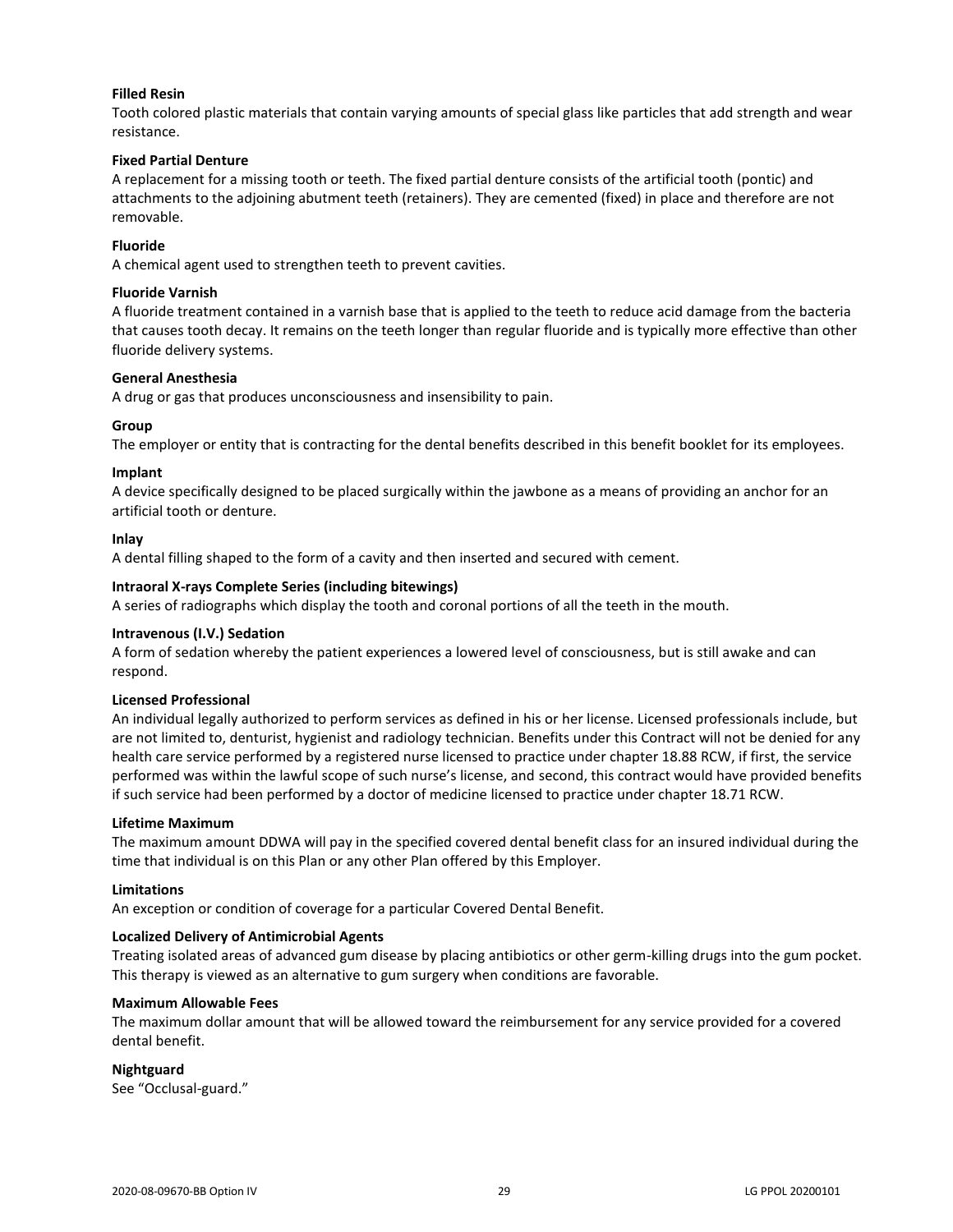**Filled Resin**

Tooth colored plastic materials that contain varying amounts of special glass like particles that add strength and wear resistance.

**Fixed Partial Denture**

A replacement for a missing tooth or teeth. The fixed partial denture consists of the artificial tooth (pontic) and attachments to the adjoining abutment teeth (retainers). They are cemented (fixed) in place and therefore are not removable.

**Fluoride**

A chemical agent used to strengthen teeth to prevent cavities.

**Fluoride Varnish**

A fluoride treatment contained in a varnish base that is applied to the teeth to reduce acid damage from the bacteria that causes tooth decay. It remains on the teeth longer than regular fluoride and is typically more effective than other fluoride delivery systems.

**General Anesthesia**

A drug or gas that produces unconsciousness and insensibility to pain.

**Group**

The employer or entity that is contracting for the dental benefits described in this benefit booklet for its employees.

**Implant**

A device specifically designed to be placed surgically within the jawbone as a means of providing an anchor for an artificial tooth or denture.

**Inlay**

A dental filling shaped to the form of a cavity and then inserted and secured with cement.

**Intraoral X-rays Complete Series (including bitewings)**

A series of radiographs which display the tooth and coronal portions of all the teeth in the mouth.

**Intravenous (I.V.) Sedation**

A form of sedation whereby the patient experiences a lowered level of consciousness, but is still awake and can respond.

**Licensed Professional**

An individual legally authorized to perform services as defined in his or her license. Licensed professionals include, but are not limited to, denturist, hygienist and radiology technician. Benefits under this Contract will not be denied for any health care service performed by a registered nurse licensed to practice under chapter 18.88 RCW, if first, the service performed was within the lawful scope of such nurse's license, and second, this contract would have provided benefits if such service had been performed by a doctor of medicine licensed to practice under chapter 18.71 RCW.

**Lifetime Maximum**

The maximum amount DDWA will pay in the specified covered dental benefit class for an insured individual during the time that individual is on this Plan or any other Plan offered by this Employer.

**Limitations**

An exception or condition of coverage for a particular Covered Dental Benefit.

**Localized Delivery of Antimicrobial Agents**

Treating isolated areas of advanced gum disease by placing antibiotics or other germ-killing drugs into the gum pocket. This therapy is viewed as an alternative to gum surgery when conditions are favorable.

**Maximum Allowable Fees**

The maximum dollar amount that will be allowed toward the reimbursement for any service provided for a covered dental benefit.

**Nightguard**

See "Occlusal-guard."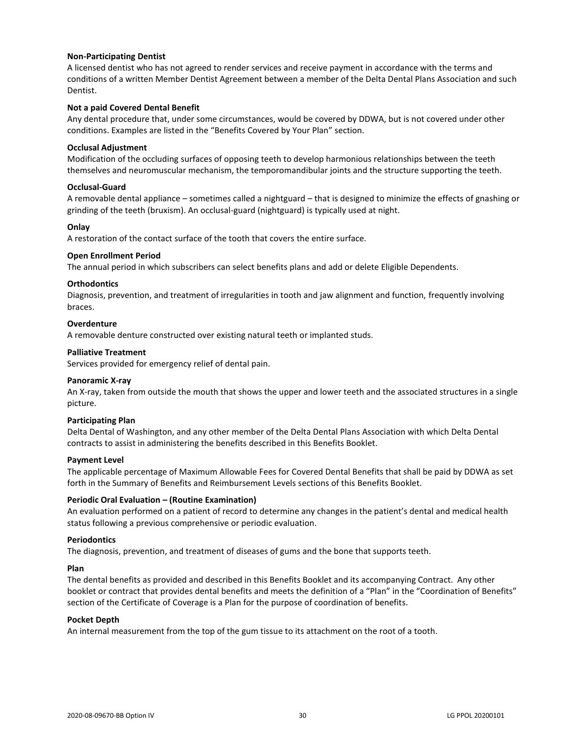**Non-Participating Dentist**
A licensed dentist who has not agreed to render services and receive payment in accordance with the terms and conditions of a written Member Dentist Agreement between a member of the Delta Dental Plans Association and such Dentist.

**Not a paid Covered Dental Benefit**
Any dental procedure that, under some circumstances, would be covered by DDWA, but is not covered under other conditions. Examples are listed in the "Benefits Covered by Your Plan" section.

**Occlusal Adjustment**
Modification of the occluding surfaces of opposing teeth to develop harmonious relationships between the teeth themselves and neuromuscular mechanism, the temporomandibular joints and the structure supporting the teeth.

**Occlusal-Guard**
A removable dental appliance – sometimes called a nightguard – that is designed to minimize the effects of gnashing or grinding of the teeth (bruxism). An occlusal-guard (nightguard) is typically used at night.

**Onlay**
A restoration of the contact surface of the tooth that covers the entire surface.

**Open Enrollment Period**
The annual period in which subscribers can select benefits plans and add or delete Eligible Dependents.

**Orthodontics**
Diagnosis, prevention, and treatment of irregularities in tooth and jaw alignment and function, frequently involving braces.

**Overdenture**
A removable denture constructed over existing natural teeth or implanted studs.

**Palliative Treatment**
Services provided for emergency relief of dental pain.

**Panoramic X-ray**
An X-ray, taken from outside the mouth that shows the upper and lower teeth and the associated structures in a single picture.

**Participating Plan**
Delta Dental of Washington, and any other member of the Delta Dental Plans Association with which Delta Dental contracts to assist in administering the benefits described in this Benefits Booklet.

**Payment Level**
The applicable percentage of Maximum Allowable Fees for Covered Dental Benefits that shall be paid by DDWA as set forth in the Summary of Benefits and Reimbursement Levels sections of this Benefits Booklet.

**Periodic Oral Evaluation – (Routine Examination)**
An evaluation performed on a patient of record to determine any changes in the patient's dental and medical health status following a previous comprehensive or periodic evaluation.

**Periodontics**
The diagnosis, prevention, and treatment of diseases of gums and the bone that supports teeth.

**Plan**
The dental benefits as provided and described in this Benefits Booklet and its accompanying Contract. Any other booklet or contract that provides dental benefits and meets the definition of a "Plan" in the "Coordination of Benefits" section of the Certificate of Coverage is a Plan for the purpose of coordination of benefits.

**Pocket Depth**
An internal measurement from the top of the gum tissue to its attachment on the root of a tooth.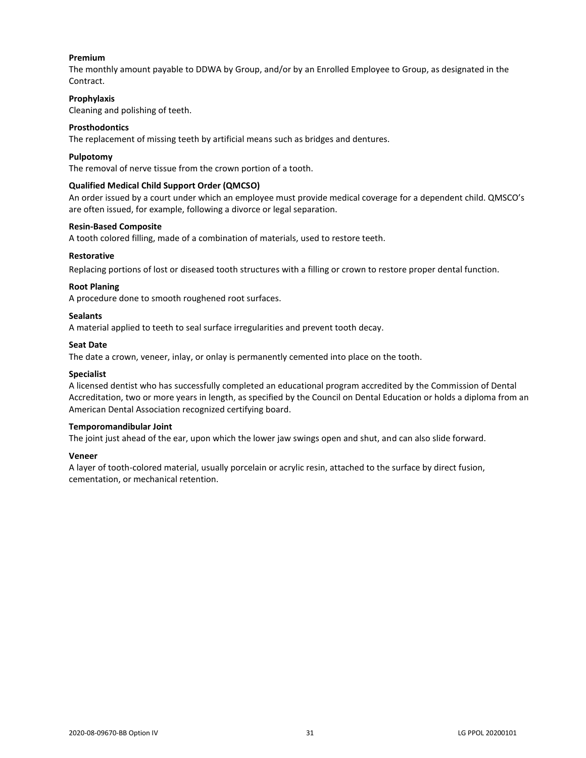**Premium**
The monthly amount payable to DDWA by Group, and/or by an Enrolled Employee to Group, as designated in the Contract.

**Prophylaxis**
Cleaning and polishing of teeth.

**Prosthodontics**
The replacement of missing teeth by artificial means such as bridges and dentures.

**Pulpotomy**
The removal of nerve tissue from the crown portion of a tooth.

**Qualified Medical Child Support Order (QMCSO)**
An order issued by a court under which an employee must provide medical coverage for a dependent child. QMSCO's are often issued, for example, following a divorce or legal separation.

**Resin-Based Composite**
A tooth colored filling, made of a combination of materials, used to restore teeth.

**Restorative**
Replacing portions of lost or diseased tooth structures with a filling or crown to restore proper dental function.

**Root Planing**
A procedure done to smooth roughened root surfaces.

**Sealants**
A material applied to teeth to seal surface irregularities and prevent tooth decay.

**Seat Date**
The date a crown, veneer, inlay, or onlay is permanently cemented into place on the tooth.

**Specialist**
A licensed dentist who has successfully completed an educational program accredited by the Commission of Dental Accreditation, two or more years in length, as specified by the Council on Dental Education or holds a diploma from an American Dental Association recognized certifying board.

**Temporomandibular Joint**
The joint just ahead of the ear, upon which the lower jaw swings open and shut, and can also slide forward.

**Veneer**
A layer of tooth-colored material, usually porcelain or acrylic resin, attached to the surface by direct fusion, cementation, or mechanical retention.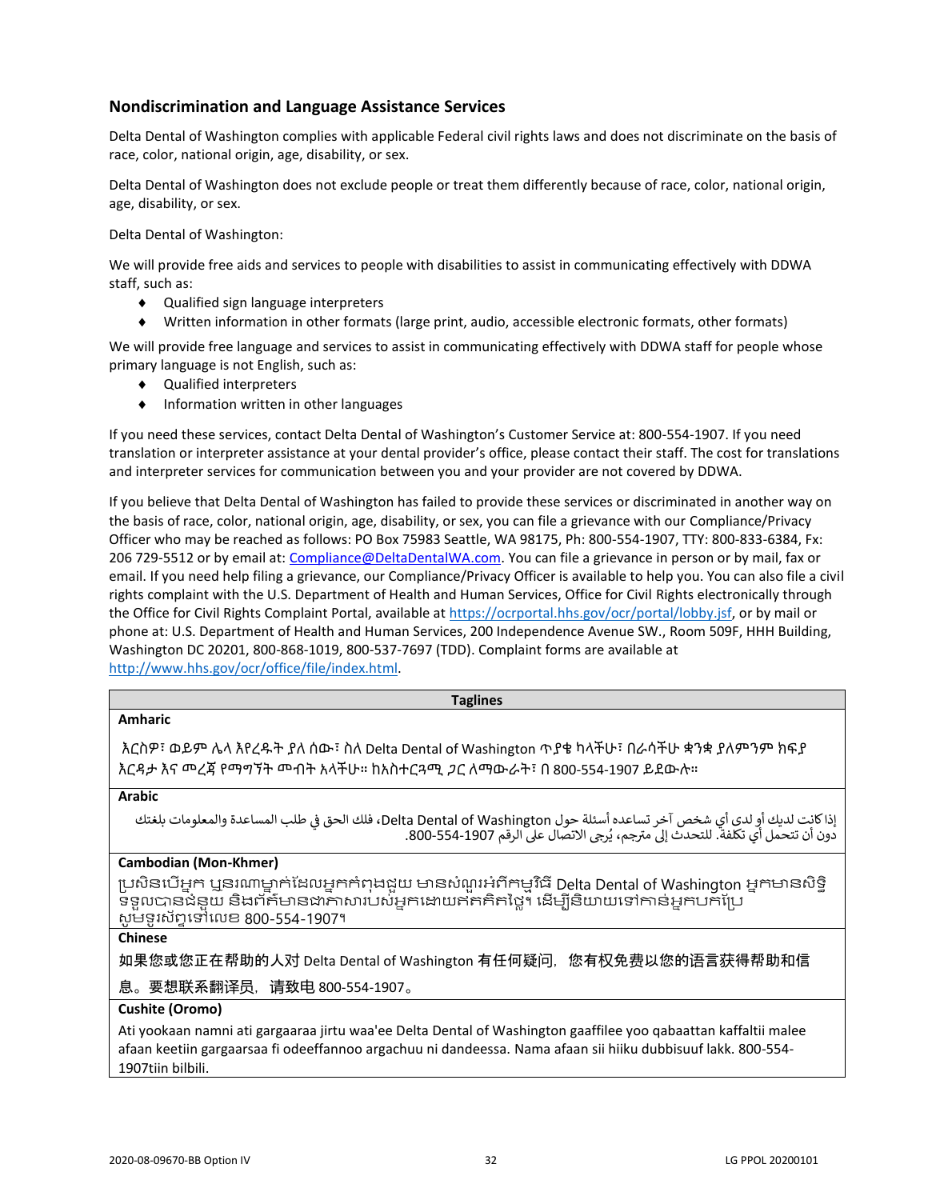## Nondiscrimination and Language Assistance Services

Delta Dental of Washington complies with applicable Federal civil rights laws and does not discriminate on the basis of race, color, national origin, age, disability, or sex.

Delta Dental of Washington does not exclude people or treat them differently because of race, color, national origin, age, disability, or sex.

Delta Dental of Washington:

We will provide free aids and services to people with disabilities to assist in communicating effectively with DDWA staff, such as:

- Qualified sign language interpreters
- Written information in other formats (large print, audio, accessible electronic formats, other formats)

We will provide free language and services to assist in communicating effectively with DDWA staff for people whose primary language is not English, such as:

- Qualified interpreters
- Information written in other languages

If you need these services, contact Delta Dental of Washington's Customer Service at: 800-554-1907. If you need translation or interpreter assistance at your dental provider's office, please contact their staff. The cost for translations and interpreter services for communication between you and your provider are not covered by DDWA.

If you believe that Delta Dental of Washington has failed to provide these services or discriminated in another way on the basis of race, color, national origin, age, disability, or sex, you can file a grievance with our Compliance/Privacy Officer who may be reached as follows: PO Box 75983 Seattle, WA 98175, Ph: 800-554-1907, TTY: 800-833-6384, Fx: 206 729-5512 or by email at: Compliance@DeltaDentalWA.com. You can file a grievance in person or by mail, fax or email. If you need help filing a grievance, our Compliance/Privacy Officer is available to help you. You can also file a civil rights complaint with the U.S. Department of Health and Human Services, Office for Civil Rights electronically through the Office for Civil Rights Complaint Portal, available at https://ocrportal.hhs.gov/ocr/portal/lobby.jsf, or by mail or phone at: U.S. Department of Health and Human Services, 200 Independence Avenue SW., Room 509F, HHH Building, Washington DC 20201, 800-868-1019, 800-537-7697 (TDD). Complaint forms are available at http://www.hhs.gov/ocr/office/file/index.html.

| Taglines |
|---|
| **Amharic** |
| እርስዎ፣ ወይም ሌላ እየረዱት ያለ ሰው፣ ስለ Delta Dental of Washington ጥያቄ ካላችሁ፣ በራሳችሁ ቋንቋ ያለምንም ክፍያ እርዳታ እና መረጃ የማግኘት መብት አላችሁ። ከአስተርጓሚ ጋር ለማውራት፣ በ 800-554-1907 ይደውሉ። |
| **Arabic** |
| إذا كانت لديك أو لدى أي شخص آخر تساعده أسئلة حول Delta Dental of Washington، فلك الحق في طلب المساعدة والمعلومات بلغتك دون أن تتحمل أي تكلفة. للتحدث إلى مترجم، يُرجى الاتصال على الرقم 800-554-1907. |
| **Cambodian (Mon-Khmer)** |
| ប្រសិនបើអ្នក ឬនរណាម្នាក់ដែលអ្នកកំពុងជួយ មានសំណួរអំពីកម្មវិធី Delta Dental of Washington អ្នកមានសិទ្ធិទទួលបានជំនួយ និងព័ត៌មានជាភាសារបស់អ្នកដោយឥតគិតថ្លៃ។ ដើម្បីនិយាយទៅកាន់អ្នកបកប្រែ សូមទូរស័ព្ទទៅលេខ 800-554-1907។ |
| **Chinese** |
| 如果您或您正在帮助的人对 Delta Dental of Washington 有任何疑问，您有权免费以您的语言获得帮助和信息。要想联系翻译员，请致电 800-554-1907。 |
| **Cushite (Oromo)** |
| Ati yookaan namni ati gargaaraa jirtu waa'ee Delta Dental of Washington gaaffilee yoo qabaattan kaffaltii malee afaan keetiin gargaarsaa fi odeeffannoo argachuu ni dandeessa. Nama afaan sii hiiku dubbisuuf lakk. 800-554-1907tiin bilbili. |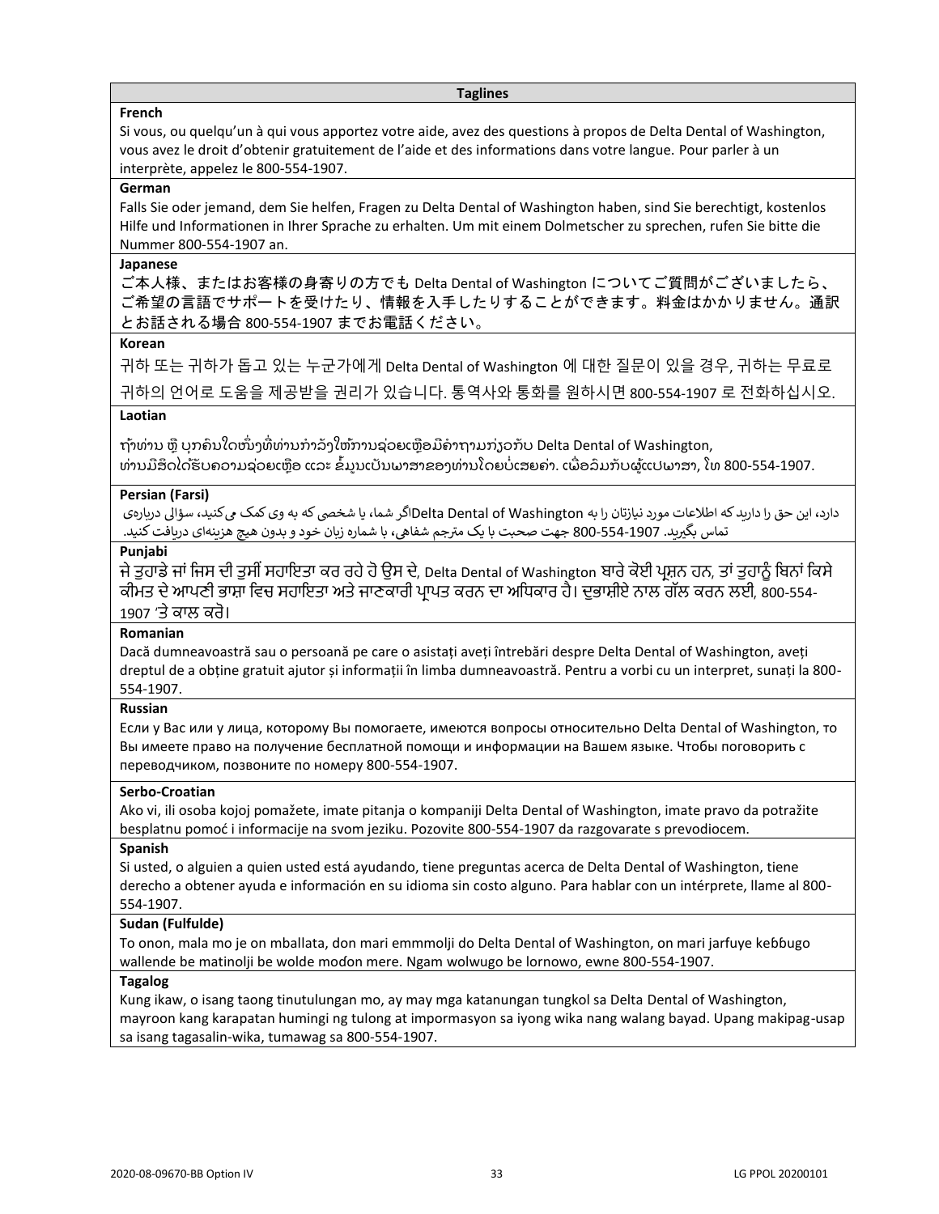| Taglines |
|---|
| **French** |
| Si vous, ou quelqu'un à qui vous apportez votre aide, avez des questions à propos de Delta Dental of Washington, vous avez le droit d'obtenir gratuitement de l'aide et des informations dans votre langue. Pour parler à un interprète, appelez le 800-554-1907. |
| **German** |
| Falls Sie oder jemand, dem Sie helfen, Fragen zu Delta Dental of Washington haben, sind Sie berechtigt, kostenlos Hilfe und Informationen in Ihrer Sprache zu erhalten. Um mit einem Dolmetscher zu sprechen, rufen Sie bitte die Nummer 800-554-1907 an. |
| **Japanese** |
| ご本人様、またはお客様の身寄りの方でも Delta Dental of Washington についてご質問がございましたら、ご希望の言語でサポートを受けたり、情報を入手したりすることができます。料金はかかりません。通訳とお話される場合 800-554-1907 までお電話ください。 |
| **Korean** |
| 귀하 또는 귀하가 돕고 있는 누군가에게 Delta Dental of Washington 에 대한 질문이 있을 경우, 귀하는 무료로 귀하의 언어로 도움을 제공받을 권리가 있습니다. 통역사와 통화를 원하시면 800-554-1907 로 전화하십시오. |
| **Laotian** |
| ຖ້າທ່ານ ຫຼື ບຸກຄົນໃດໜຶ່ງທີ່ທ່ານກຳລັງໃຫ້ການຊ່ວຍເຫຼືອມີຄຳຖາມກ່ຽວກັບ Delta Dental of Washington, ທ່ານມີສິດໄດ້ຮັບຄວາມຊ່ວຍເຫຼືອ ແລະ ຂໍ້ມູນເປັນພາສາຂອງທ່ານໂດຍບໍ່ເສຍຄ່າ. ເພື່ອລົມກັບຜູ້ແປພາສາ, ໂທ 800-554-1907. |
| **Persian (Farsi)** |
| اگر شما، یا شخصی که به وی کمک می‌کنید، سؤالی درباره‌ی Delta Dental of Washington دارد، این حق را دارید که اطلاعات مورد نیازتان را به زبان خود و بدون هیچ هزینه‌ای دریافت کنید. جهت صحبت با یک مترجم شفاهی، با شماره 800-554-1907 تماس بگیرید. |
| **Punjabi** |
| ਜੇ ਤੁਹਾਡੇ ਜਾਂ ਜਿਸ ਦੀ ਤੁਸੀਂ ਸਹਾਇਤਾ ਕਰ ਰਹੇ ਹੋ ਉਸ ਦੇ, Delta Dental of Washington ਬਾਰੇ ਕੋਈ ਪ੍ਰਸ਼ਨ ਹਨ, ਤਾਂ ਤੁਹਾਨੂੰ ਬਿਨਾਂ ਕਿਸੇ ਕੀਮਤ ਦੇ ਆਪਣੀ ਭਾਸ਼ਾ ਵਿਚ ਸਹਾਇਤਾ ਅਤੇ ਜਾਣਕਾਰੀ ਪ੍ਰਾਪਤ ਕਰਨ ਦਾ ਅਧਿਕਾਰ ਹੈ। ਦੁਭਾਸ਼ੀਏ ਨਾਲ ਗੱਲ ਕਰਨ ਲਈ, 800-554-1907 'ਤੇ ਕਾਲ ਕਰੋ। |
| **Romanian** |
| Dacă dumneavoastră sau o persoană pe care o asistați aveți întrebări despre Delta Dental of Washington, aveți dreptul de a obține gratuit ajutor și informații în limba dumneavoastră. Pentru a vorbi cu un interpret, sunați la 800-554-1907. |
| **Russian** |
| Если у Вас или у лица, которому Вы помогаете, имеются вопросы относительно Delta Dental of Washington, то Вы имеете право на получение бесплатной помощи и информации на Вашем языке. Чтобы поговорить с переводчиком, позвоните по номеру 800-554-1907. |
| **Serbo-Croatian** |
| Ako vi, ili osoba kojoj pomažete, imate pitanja o kompaniji Delta Dental of Washington, imate pravo da potražite besplatnu pomoć i informacije na svom jeziku. Pozovite 800-554-1907 da razgovarate s prevodiocem. |
| **Spanish** |
| Si usted, o alguien a quien usted está ayudando, tiene preguntas acerca de Delta Dental of Washington, tiene derecho a obtener ayuda e información en su idioma sin costo alguno. Para hablar con un intérprete, llame al 800-554-1907. |
| **Sudan (Fulfulde)** |
| To onon, mala mo je on mballata, don mari emmmolji do Delta Dental of Washington, on mari jarfuye keɓɓugo wallende be matinolji be wolde moɗon mere. Ngam wolwugo be lornowo, ewne 800-554-1907. |
| **Tagalog** |
| Kung ikaw, o isang taong tinutulungan mo, ay may mga katanungan tungkol sa Delta Dental of Washington, mayroon kang karapatan humingi ng tulong at impormasyon sa iyong wika nang walang bayad. Upang makipag-usap sa isang tagasalin-wika, tumawag sa 800-554-1907. |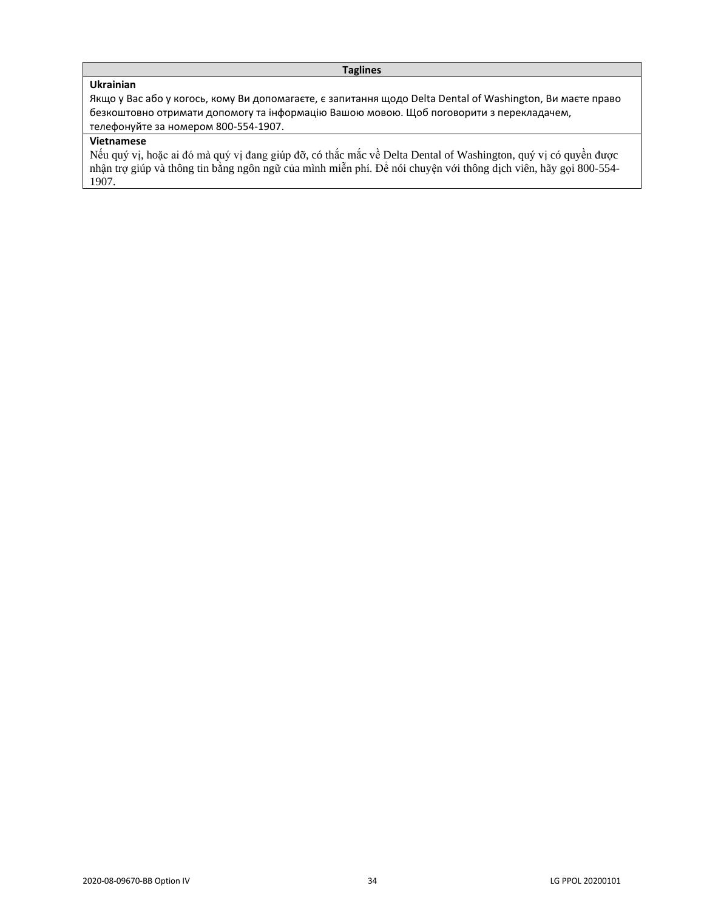| Taglines |
| --- |
| **Ukrainian**<br>Якщо у Вас або у когось, кому Ви допомагаєте, є запитання щодо Delta Dental of Washington, Ви маєте право безкоштовно отримати допомогу та інформацію Вашою мовою. Щоб поговорити з перекладачем, телефонуйте за номером 800-554-1907. |
| **Vietnamese**<br>Nếu quý vị, hoặc ai đó mà quý vị đang giúp đỡ, có thắc mắc về Delta Dental of Washington, quý vị có quyền được nhận trợ giúp và thông tin bằng ngôn ngữ của mình miễn phí. Để nói chuyện với thông dịch viên, hãy gọi 800-554-1907. |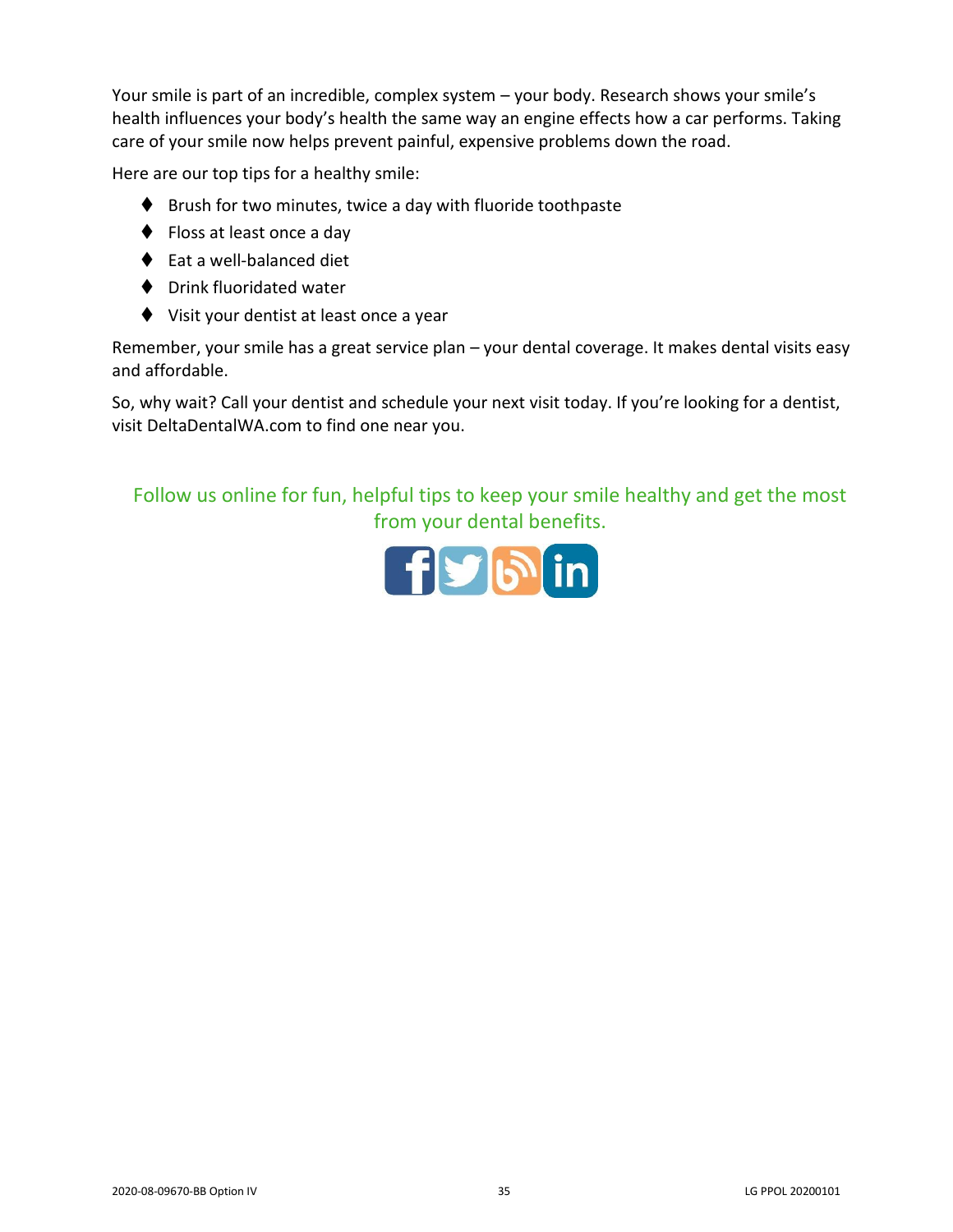Your smile is part of an incredible, complex system – your body. Research shows your smile's health influences your body's health the same way an engine effects how a car performs. Taking care of your smile now helps prevent painful, expensive problems down the road.

Here are our top tips for a healthy smile:

- Brush for two minutes, twice a day with fluoride toothpaste
- Floss at least once a day
- Eat a well-balanced diet
- Drink fluoridated water
- Visit your dentist at least once a year

Remember, your smile has a great service plan – your dental coverage. It makes dental visits easy and affordable.

So, why wait? Call your dentist and schedule your next visit today. If you're looking for a dentist, visit DeltaDentalWA.com to find one near you.

Follow us online for fun, helpful tips to keep your smile healthy and get the most from your dental benefits.